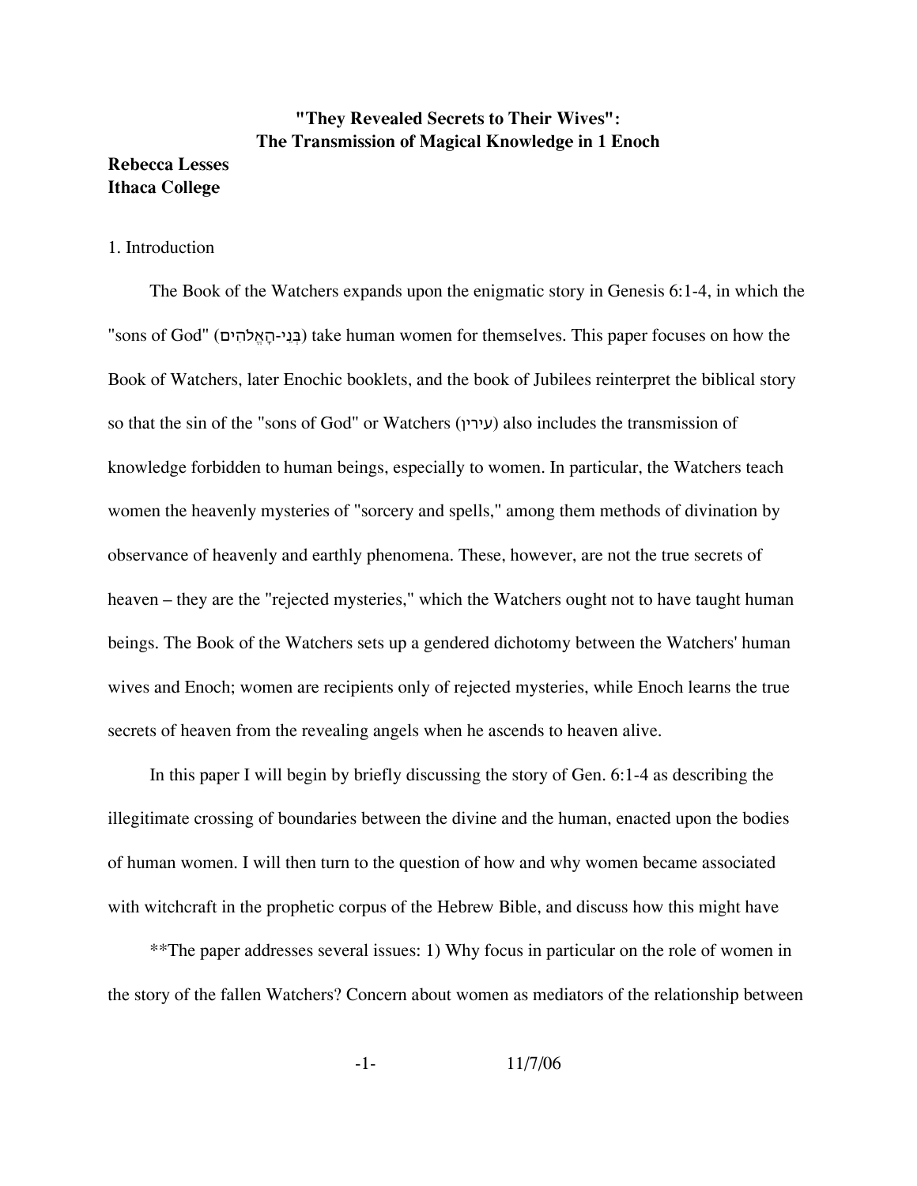# "They Revealed Secrets to Their Wives": The Transmission of Magical Knowledge in 1 Enoch

**Rebecca Lesses**
**Ithaca College**

## 1. Introduction

The Book of the Watchers expands upon the enigmatic story in Genesis 6:1-4, in which the "sons of God" (בְּנֵי-הָאֱלֹהִים) take human women for themselves. This paper focuses on how the Book of Watchers, later Enochic booklets, and the book of Jubilees reinterpret the biblical story so that the sin of the "sons of God" or Watchers (עירין) also includes the transmission of knowledge forbidden to human beings, especially to women. In particular, the Watchers teach women the heavenly mysteries of "sorcery and spells," among them methods of divination by observance of heavenly and earthly phenomena. These, however, are not the true secrets of heaven – they are the "rejected mysteries," which the Watchers ought not to have taught human beings. The Book of the Watchers sets up a gendered dichotomy between the Watchers' human wives and Enoch; women are recipients only of rejected mysteries, while Enoch learns the true secrets of heaven from the revealing angels when he ascends to heaven alive.

In this paper I will begin by briefly discussing the story of Gen. 6:1-4 as describing the illegitimate crossing of boundaries between the divine and the human, enacted upon the bodies of human women. I will then turn to the question of how and why women became associated with witchcraft in the prophetic corpus of the Hebrew Bible, and discuss how this might have

**The paper addresses several issues: 1) Why focus in particular on the role of women in the story of the fallen Watchers? Concern about women as mediators of the relationship between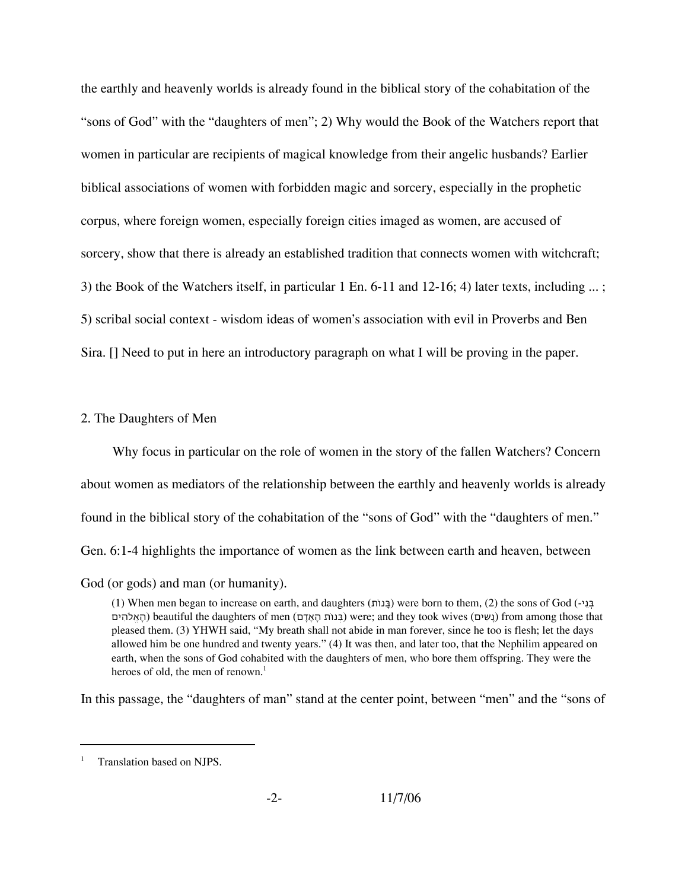the earthly and heavenly worlds is already found in the biblical story of the cohabitation of the "sons of God" with the "daughters of men"; 2) Why would the Book of the Watchers report that women in particular are recipients of magical knowledge from their angelic husbands? Earlier biblical associations of women with forbidden magic and sorcery, especially in the prophetic corpus, where foreign women, especially foreign cities imaged as women, are accused of sorcery, show that there is already an established tradition that connects women with witchcraft; 3) the Book of the Watchers itself, in particular 1 En. 6-11 and 12-16; 4) later texts, including ... ; 5) scribal social context - wisdom ideas of women's association with evil in Proverbs and Ben Sira. [] Need to put in here an introductory paragraph on what I will be proving in the paper.

## 2. The Daughters of Men

Why focus in particular on the role of women in the story of the fallen Watchers? Concern about women as mediators of the relationship between the earthly and heavenly worlds is already found in the biblical story of the cohabitation of the "sons of God" with the "daughters of men." Gen. 6:1-4 highlights the importance of women as the link between earth and heaven, between God (or gods) and man (or humanity).

> (1) When men began to increase on earth, and daughters (בָּנוֹת) were born to them, (2) the sons of God (בְּנֵי-הָאֱלֹהִים) beautiful the daughters of men (בְּנוֹת הָאָדָם) were; and they took wives (נָשִׁים) from among those that pleased them. (3) YHWH said, "My breath shall not abide in man forever, since he too is flesh; let the days allowed him be one hundred and twenty years." (4) It was then, and later too, that the Nephilim appeared on earth, when the sons of God cohabited with the daughters of men, who bore them offspring. They were the heroes of old, the men of renown.[1]

In this passage, the "daughters of man" stand at the center point, between "men" and the "sons of

[1] Translation based on NJPS.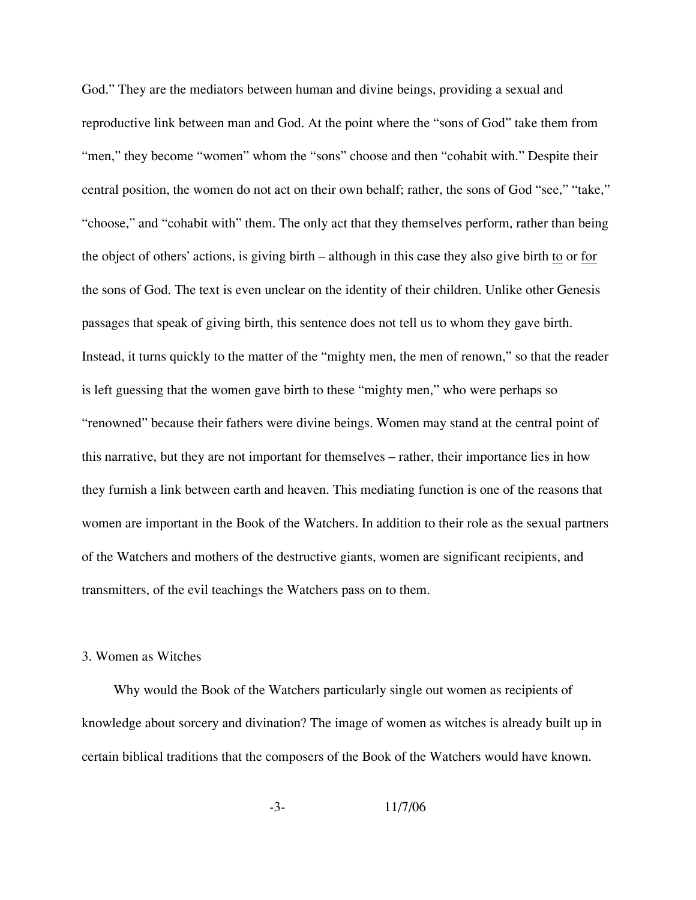God." They are the mediators between human and divine beings, providing a sexual and reproductive link between man and God. At the point where the "sons of God" take them from "men," they become "women" whom the "sons" choose and then "cohabit with." Despite their central position, the women do not act on their own behalf; rather, the sons of God "see," "take," "choose," and "cohabit with" them. The only act that they themselves perform, rather than being the object of others' actions, is giving birth – although in this case they also give birth <u>to</u> or <u>for</u> the sons of God. The text is even unclear on the identity of their children. Unlike other Genesis passages that speak of giving birth, this sentence does not tell us to whom they gave birth. Instead, it turns quickly to the matter of the "mighty men, the men of renown," so that the reader is left guessing that the women gave birth to these "mighty men," who were perhaps so "renowned" because their fathers were divine beings. Women may stand at the central point of this narrative, but they are not important for themselves – rather, their importance lies in how they furnish a link between earth and heaven. This mediating function is one of the reasons that women are important in the Book of the Watchers. In addition to their role as the sexual partners of the Watchers and mothers of the destructive giants, women are significant recipients, and transmitters, of the evil teachings the Watchers pass on to them.

## 3. Women as Witches

Why would the Book of the Watchers particularly single out women as recipients of knowledge about sorcery and divination? The image of women as witches is already built up in certain biblical traditions that the composers of the Book of the Watchers would have known.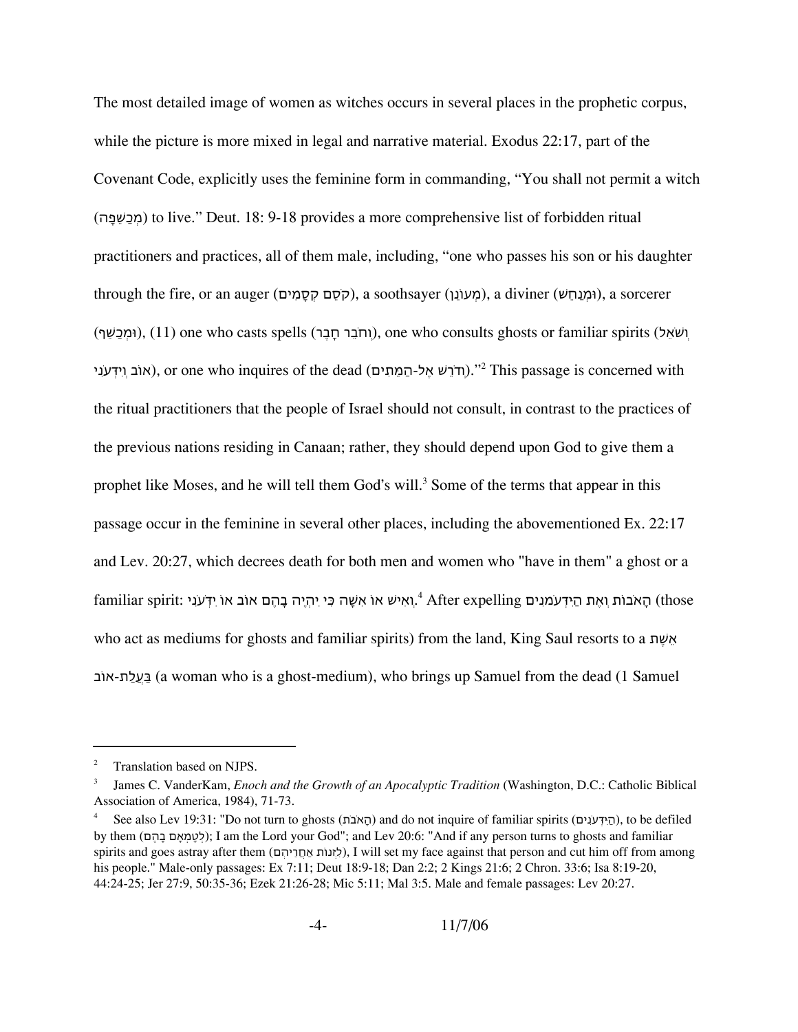The most detailed image of women as witches occurs in several places in the prophetic corpus, while the picture is more mixed in legal and narrative material. Exodus 22:17, part of the Covenant Code, explicitly uses the feminine form in commanding, "You shall not permit a witch (מְכַשֵּׁפָה) to live." Deut. 18: 9-18 provides a more comprehensive list of forbidden ritual practitioners and practices, all of them male, including, "one who passes his son or his daughter through the fire, or an auger (קֹסֵם קְסָמִים), a soothsayer (מְעוֹנֵן), a diviner (וּמְנַחֵשׁ), a sorcerer (וּמְכַשֵּׁף), (11) one who casts spells (וְחֹבֵר חָבֶר), one who consults ghosts or familiar spirits (וְשֹׁאֵל אוֹב וְיִדְּעֹנִי), or one who inquires of the dead (וְדֹרֵשׁ אֶל-הַמֵּתִים)."[2] This passage is concerned with the ritual practitioners that the people of Israel should not consult, in contrast to the practices of the previous nations residing in Canaan; rather, they should depend upon God to give them a prophet like Moses, and he will tell them God's will.[3] Some of the terms that appear in this passage occur in the feminine in several other places, including the abovementioned Ex. 22:17 and Lev. 20:27, which decrees death for both men and women who "have in them" a ghost or a familiar spirit: וְאִישׁ אוֹ אִשָּׁה כִּי יִהְיֶה בָהֶם אוֹב אוֹ יִדְּעֹנִי.[4] After expelling הָאֹבוֹת וְאֶת הַיִּדְּעֹנִים (those who act as mediums for ghosts and familiar spirits) from the land, King Saul resorts to a אֵשֶׁת בַּעֲלַת-אוֹב (a woman who is a ghost-medium), who brings up Samuel from the dead (1 Samuel

---

[2] Translation based on NJPS.

[3] James C. VanderKam, *Enoch and the Growth of an Apocalyptic Tradition* (Washington, D.C.: Catholic Biblical Association of America, 1984), 71-73.

[4] See also Lev 19:31: "Do not turn to ghosts (הָאֹבֹת) and do not inquire of familiar spirits (הַיִּדְּעֹנִים), to be defiled by them (לְטָמְאָה בָהֶם); I am the Lord your God"; and Lev 20:6: "And if any person turns to ghosts and familiar spirits and goes astray after them (לִזְנוֹת אַחֲרֵיהֶם), I will set my face against that person and cut him off from among his people." Male-only passages: Ex 7:11; Deut 18:9-18; Dan 2:2; 2 Kings 21:6; 2 Chron. 33:6; Isa 8:19-20, 44:24-25; Jer 27:9, 50:35-36; Ezek 21:26-28; Mic 5:11; Mal 3:5. Male and female passages: Lev 20:27.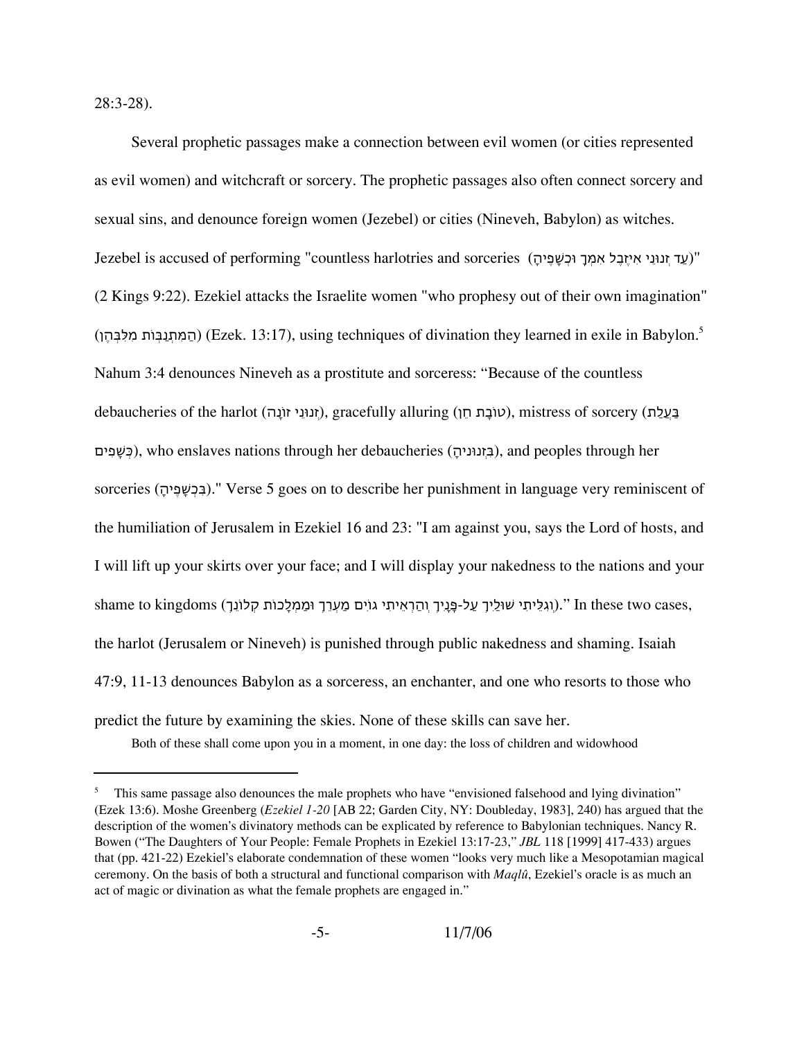28:3-28).

Several prophetic passages make a connection between evil women (or cities represented as evil women) and witchcraft or sorcery. The prophetic passages also often connect sorcery and sexual sins, and denounce foreign women (Jezebel) or cities (Nineveh, Babylon) as witches. Jezebel is accused of performing "countless harlotries and sorceries (עַד זְנוּנֵי אִיזֶבֶל אִמְּךָ וּכְשָׁפֶיהָ)" (2 Kings 9:22). Ezekiel attacks the Israelite women "who prophesy out of their own imagination" (הַמִּתְנַבְּאוֹת מִלִּבְּהֶן) (Ezek. 13:17), using techniques of divination they learned in exile in Babylon.[5] Nahum 3:4 denounces Nineveh as a prostitute and sorceress: "Because of the countless debaucheries of the harlot (זְנוּנֵי זוֹנָה), gracefully alluring (טוֹבַת חֵן), mistress of sorcery (בַּעֲלַת כְּשָׁפִים), who enslaves nations through her debaucheries (בִּזְנוּנֶיהָ), and peoples through her sorceries (בִּכְשָׁפֶיהָ)." Verse 5 goes on to describe her punishment in language very reminiscent of the humiliation of Jerusalem in Ezekiel 16 and 23: "I am against you, says the Lord of hosts, and I will lift up your skirts over your face; and I will display your nakedness to the nations and your shame to kingdoms (וְגִלֵּיתִי שׁוּלַיִךְ עַל-פָּנָיִךְ וְהַרְאֵיתִי גוֹיִם מַעְרֵךְ וּמַמְלָכוֹת קְלוֹנֵךְ)." In these two cases, the harlot (Jerusalem or Nineveh) is punished through public nakedness and shaming. Isaiah 47:9, 11-13 denounces Babylon as a sorceress, an enchanter, and one who resorts to those who predict the future by examining the skies. None of these skills can save her.

> Both of these shall come upon you in a moment, in one day: the loss of children and widowhood

---

[5] This same passage also denounces the male prophets who have "envisioned falsehood and lying divination" (Ezek 13:6). Moshe Greenberg (*Ezekiel 1-20* [AB 22; Garden City, NY: Doubleday, 1983], 240) has argued that the description of the women's divinatory methods can be explicated by reference to Babylonian techniques. Nancy R. Bowen ("The Daughters of Your People: Female Prophets in Ezekiel 13:17-23," *JBL* 118 [1999] 417-433) argues that (pp. 421-22) Ezekiel's elaborate condemnation of these women "looks very much like a Mesopotamian magical ceremony. On the basis of both a structural and functional comparison with *Maqlû*, Ezekiel's oracle is as much an act of magic or divination as what the female prophets are engaged in."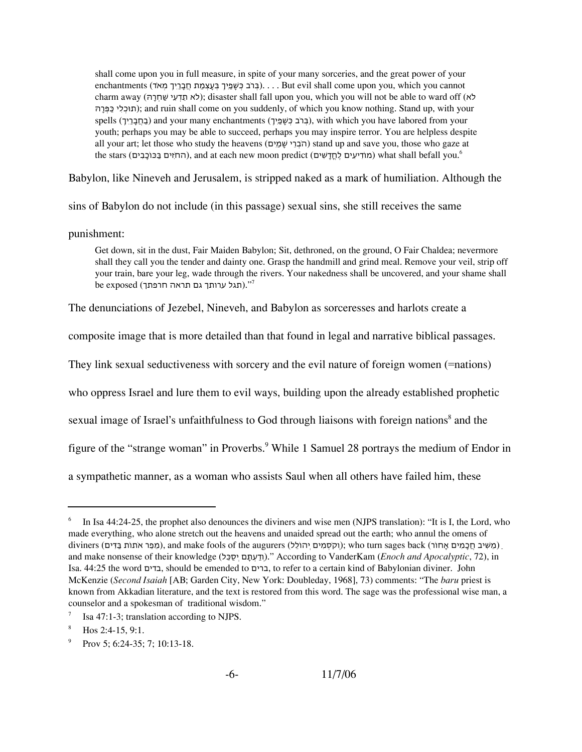> shall come upon you in full measure, in spite of your many sorceries, and the great power of your enchantments (בְּרֹב כְּשָׁפַיִךְ בְּעָצְמַת חֲבָרַיִךְ מְאֹד). . . . But evil shall come upon you, which you cannot charm away (לֹא תֵדְעִי שַׁחְרָהּ); disaster shall fall upon you, which you will not be able to ward off (לֹא תוּכְלִי כַּפְּרָהּ); and ruin shall come on you suddenly, of which you know nothing. Stand up, with your spells (בַחֲבָרַיִךְ) and your many enchantments (בְּרֹב כְּשָׁפַיִךְ), with which you have labored from your youth; perhaps you may be able to succeed, perhaps you may inspire terror. You are helpless despite all your art; let those who study the heavens (הֹבְרֵי שָׁמַיִם) stand up and save you, those who gaze at the stars (החֹזִים בַּכּוֹכָבִים), and at each new moon predict (מוֹדִיעִים לֶחֳדָשִׁים) what shall befall you.[6]

Babylon, like Nineveh and Jerusalem, is stripped naked as a mark of humiliation. Although the sins of Babylon do not include (in this passage) sexual sins, she still receives the same punishment:

> Get down, sit in the dust, Fair Maiden Babylon; Sit, dethroned, on the ground, O Fair Chaldea; nevermore shall they call you the tender and dainty one. Grasp the handmill and grind meal. Remove your veil, strip off your train, bare your leg, wade through the rivers. Your nakedness shall be uncovered, and your shame shall be exposed (תגל ערותך גם תראה חרפתך)."[7]

The denunciations of Jezebel, Nineveh, and Babylon as sorceresses and harlots create a composite image that is more detailed than that found in legal and narrative biblical passages. They link sexual seductiveness with sorcery and the evil nature of foreign women (=nations) who oppress Israel and lure them to evil ways, building upon the already established prophetic sexual image of Israel's unfaithfulness to God through liaisons with foreign nations[8] and the figure of the "strange woman" in Proverbs.[9] While 1 Samuel 28 portrays the medium of Endor in a sympathetic manner, as a woman who assists Saul when all others have failed him, these

---

[6] In Isa 44:24-25, the prophet also denounces the diviners and wise men (NJPS translation): "It is I, the Lord, who made everything, who alone stretch out the heavens and unaided spread out the earth; who annul the omens of diviners (מֵפֵר אֹתוֹת בַּדִּים), and make fools of the augurers (וְקֹסְמִים יְהוֹלֵל); who turn sages back (מֵשִׁיב חֲכָמִים אָחוֹר) and make nonsense of their knowledge (וְדַעְתָּם יְשַׂכֵּל)." According to VanderKam (*Enoch and Apocalyptic*, 72), in Isa. 44:25 the word בדים, should be emended to ברים, to refer to a certain kind of Babylonian diviner. John McKenzie (*Second Isaiah* [AB; Garden City, New York: Doubleday, 1968], 73) comments: "The *baru* priest is known from Akkadian literature, and the text is restored from this word. The sage was the professional wise man, a counselor and a spokesman of traditional wisdom."

[7] Isa 47:1-3; translation according to NJPS.

[8] Hos 2:4-15, 9:1.

[9] Prov 5; 6:24-35; 7; 10:13-18.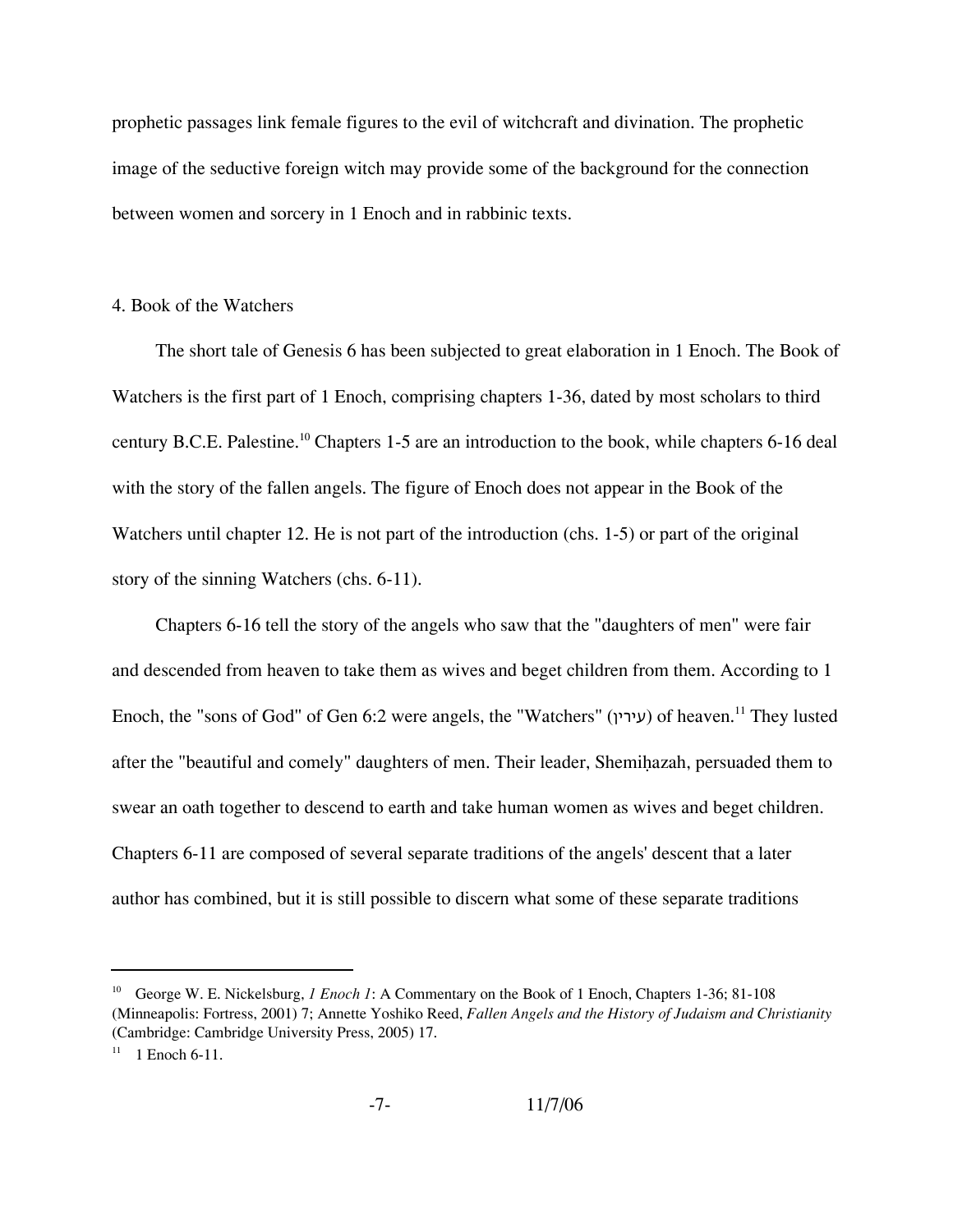prophetic passages link female figures to the evil of witchcraft and divination. The prophetic image of the seductive foreign witch may provide some of the background for the connection between women and sorcery in 1 Enoch and in rabbinic texts.

## 4. Book of the Watchers

The short tale of Genesis 6 has been subjected to great elaboration in 1 Enoch. The Book of Watchers is the first part of 1 Enoch, comprising chapters 1-36, dated by most scholars to third century B.C.E. Palestine.[10] Chapters 1-5 are an introduction to the book, while chapters 6-16 deal with the story of the fallen angels. The figure of Enoch does not appear in the Book of the Watchers until chapter 12. He is not part of the introduction (chs. 1-5) or part of the original story of the sinning Watchers (chs. 6-11).

Chapters 6-16 tell the story of the angels who saw that the "daughters of men" were fair and descended from heaven to take them as wives and beget children from them. According to 1 Enoch, the "sons of God" of Gen 6:2 were angels, the "Watchers" (עירין) of heaven.[11] They lusted after the "beautiful and comely" daughters of men. Their leader, Shemiḥazah, persuaded them to swear an oath together to descend to earth and take human women as wives and beget children. Chapters 6-11 are composed of several separate traditions of the angels' descent that a later author has combined, but it is still possible to discern what some of these separate traditions

---

[10] George W. E. Nickelsburg, *1 Enoch 1*: A Commentary on the Book of 1 Enoch, Chapters 1-36; 81-108 (Minneapolis: Fortress, 2001) 7; Annette Yoshiko Reed, *Fallen Angels and the History of Judaism and Christianity* (Cambridge: Cambridge University Press, 2005) 17.

[11] 1 Enoch 6-11.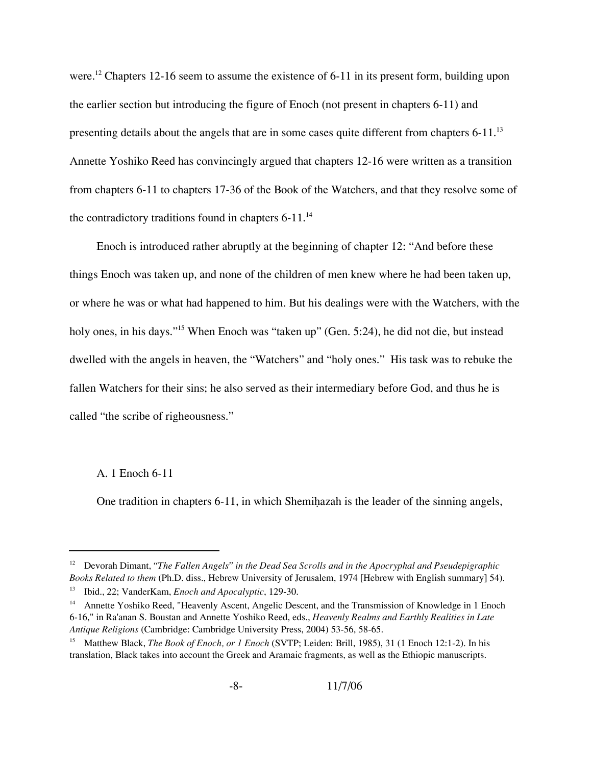were.[12] Chapters 12-16 seem to assume the existence of 6-11 in its present form, building upon the earlier section but introducing the figure of Enoch (not present in chapters 6-11) and presenting details about the angels that are in some cases quite different from chapters 6-11.[13] Annette Yoshiko Reed has convincingly argued that chapters 12-16 were written as a transition from chapters 6-11 to chapters 17-36 of the Book of the Watchers, and that they resolve some of the contradictory traditions found in chapters 6-11.[14]

Enoch is introduced rather abruptly at the beginning of chapter 12: "And before these things Enoch was taken up, and none of the children of men knew where he had been taken up, or where he was or what had happened to him. But his dealings were with the Watchers, with the holy ones, in his days."[15] When Enoch was "taken up" (Gen. 5:24), he did not die, but instead dwelled with the angels in heaven, the "Watchers" and "holy ones." His task was to rebuke the fallen Watchers for their sins; he also served as their intermediary before God, and thus he is called "the scribe of righeousness."

A. 1 Enoch 6-11

One tradition in chapters 6-11, in which Shemiḥazah is the leader of the sinning angels,

---

[12] Devorah Dimant, *"The Fallen Angels" in the Dead Sea Scrolls and in the Apocryphal and Pseudepigraphic Books Related to them* (Ph.D. diss., Hebrew University of Jerusalem, 1974 [Hebrew with English summary] 54).

[13] Ibid., 22; VanderKam, *Enoch and Apocalyptic*, 129-30.

[14] Annette Yoshiko Reed, "Heavenly Ascent, Angelic Descent, and the Transmission of Knowledge in 1 Enoch 6-16," in Ra'anan S. Boustan and Annette Yoshiko Reed, eds., *Heavenly Realms and Earthly Realities in Late Antique Religions* (Cambridge: Cambridge University Press, 2004) 53-56, 58-65.

[15] Matthew Black, *The Book of Enoch, or 1 Enoch* (SVTP; Leiden: Brill, 1985), 31 (1 Enoch 12:1-2). In his translation, Black takes into account the Greek and Aramaic fragments, as well as the Ethiopic manuscripts.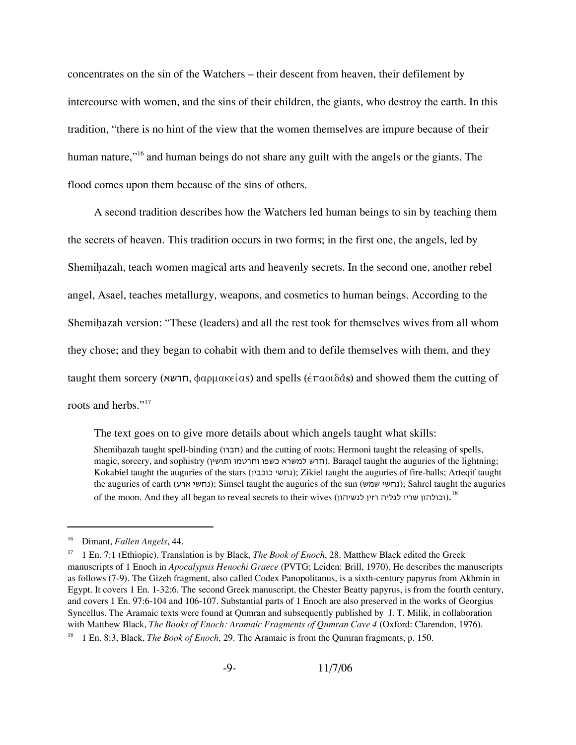concentrates on the sin of the Watchers – their descent from heaven, their defilement by intercourse with women, and the sins of their children, the giants, who destroy the earth. In this tradition, "there is no hint of the view that the women themselves are impure because of their human nature,"[16] and human beings do not share any guilt with the angels or the giants. The flood comes upon them because of the sins of others.

A second tradition describes how the Watchers led human beings to sin by teaching them the secrets of heaven. This tradition occurs in two forms; in the first one, the angels, led by Shemiḥazah, teach women magical arts and heavenly secrets. In the second one, another rebel angel, Asael, teaches metallurgy, weapons, and cosmetics to human beings. According to the Shemiḥazah version: "These (leaders) and all the rest took for themselves wives from all whom they chose; and they began to cohabit with them and to defile themselves with them, and they taught them sorcery (חרשא, φαρμακείας) and spells (ἐπαοιδὰς) and showed them the cutting of roots and herbs."[17]

The text goes on to give more details about which angels taught what skills:

> Shemiḥazah taught spell-binding (חברו) and the cutting of roots; Hermoni taught the releasing of spells, magic, sorcery, and sophistry (חרש למשרא כשפו וחרטמו ותושין). Baraqel taught the auguries of the lightning; Kokabiel taught the auguries of the stars (נחשי כוכבין); Zikiel taught the auguries of fire-balls; Arteqif taught the auguries of earth (נחשי ארע); Simsel taught the auguries of the sun (נחשי שמש); Sahrel taught the auguries of the moon. And they all began to reveal secrets to their wives (וכולהון שריו לגליה רזין לנשיהון).[18]

---

[16] Dimant, *Fallen Angels*, 44.

[17] 1 En. 7:1 (Ethiopic). Translation is by Black, *The Book of Enoch*, 28. Matthew Black edited the Greek manuscripts of 1 Enoch in *Apocalypsis Henochi Graece* (PVTG; Leiden: Brill, 1970). He describes the manuscripts as follows (7-9). The Gizeh fragment, also called Codex Panopolitanus, is a sixth-century papyrus from Akhmin in Egypt. It covers 1 En. 1-32:6. The second Greek manuscript, the Chester Beatty papyrus, is from the fourth century, and covers 1 En. 97:6-104 and 106-107. Substantial parts of 1 Enoch are also preserved in the works of Georgius Syncellus. The Aramaic texts were found at Qumran and subsequently published by J. T. Milik, in collaboration with Matthew Black, *The Books of Enoch: Aramaic Fragments of Qumran Cave 4* (Oxford: Clarendon, 1976).

[18] 1 En. 8:3, Black, *The Book of Enoch*, 29. The Aramaic is from the Qumran fragments, p. 150.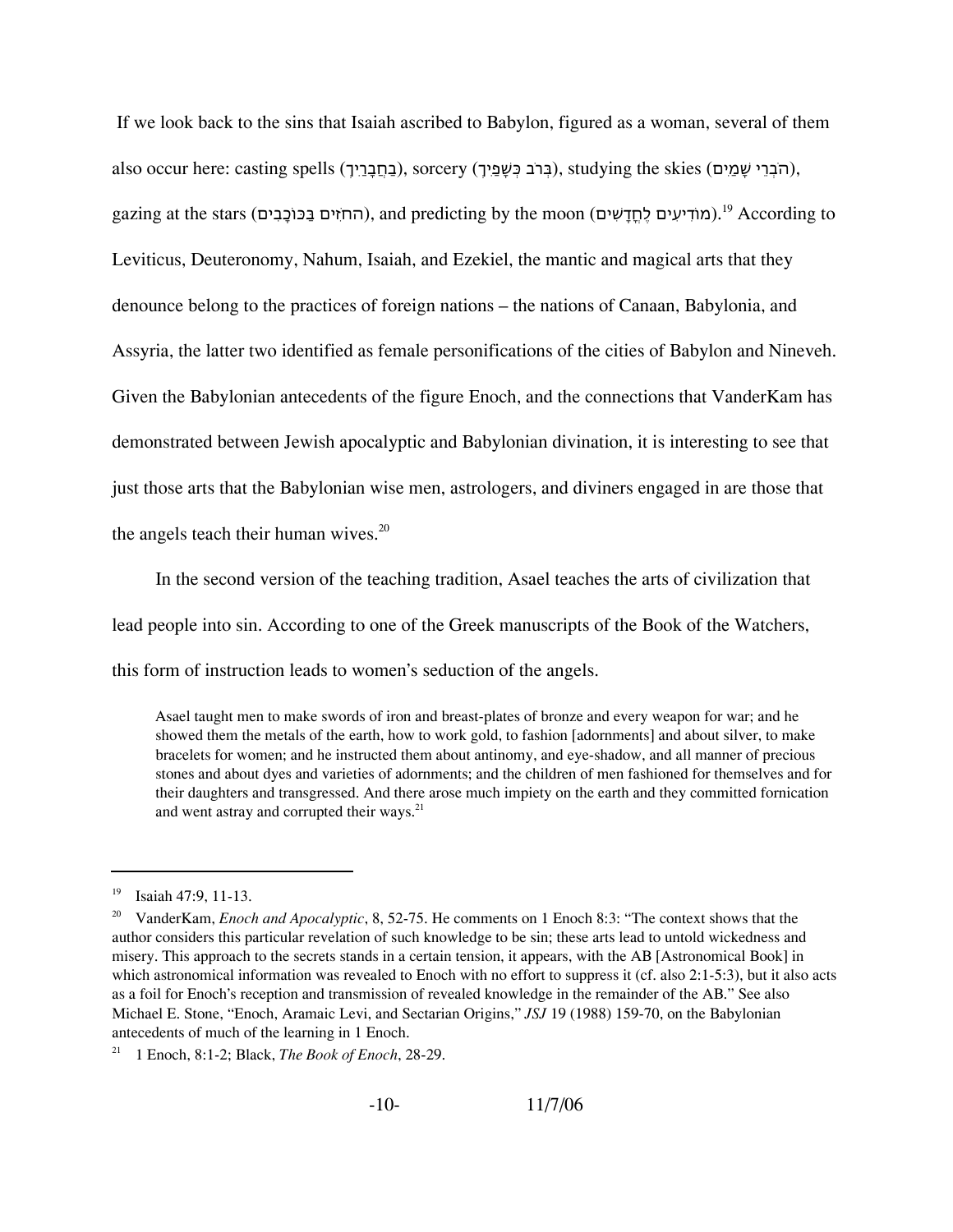If we look back to the sins that Isaiah ascribed to Babylon, figured as a woman, several of them also occur here: casting spells (בַּחֲבָרַיִךְ), sorcery (בְּרֹב כְּשָׁפַיִךְ), studying the skies (הֹבְרֵי שָׁמַיִם), gazing at the stars (החֹזִים בַּכּוֹכָבִים), and predicting by the moon (מוֹדִיעִים לֶחֳדָשִׁים).[19] According to Leviticus, Deuteronomy, Nahum, Isaiah, and Ezekiel, the mantic and magical arts that they denounce belong to the practices of foreign nations – the nations of Canaan, Babylonia, and Assyria, the latter two identified as female personifications of the cities of Babylon and Nineveh. Given the Babylonian antecedents of the figure Enoch, and the connections that VanderKam has demonstrated between Jewish apocalyptic and Babylonian divination, it is interesting to see that just those arts that the Babylonian wise men, astrologers, and diviners engaged in are those that the angels teach their human wives.[20]

In the second version of the teaching tradition, Asael teaches the arts of civilization that lead people into sin. According to one of the Greek manuscripts of the Book of the Watchers, this form of instruction leads to women's seduction of the angels.

> Asael taught men to make swords of iron and breast-plates of bronze and every weapon for war; and he showed them the metals of the earth, how to work gold, to fashion [adornments] and about silver, to make bracelets for women; and he instructed them about antinomy, and eye-shadow, and all manner of precious stones and about dyes and varieties of adornments; and the children of men fashioned for themselves and for their daughters and transgressed. And there arose much impiety on the earth and they committed fornication and went astray and corrupted their ways.[21]

---

[19] Isaiah 47:9, 11-13.

[20] VanderKam, *Enoch and Apocalyptic*, 8, 52-75. He comments on 1 Enoch 8:3: "The context shows that the author considers this particular revelation of such knowledge to be sin; these arts lead to untold wickedness and misery. This approach to the secrets stands in a certain tension, it appears, with the AB [Astronomical Book] in which astronomical information was revealed to Enoch with no effort to suppress it (cf. also 2:1-5:3), but it also acts as a foil for Enoch's reception and transmission of revealed knowledge in the remainder of the AB." See also Michael E. Stone, "Enoch, Aramaic Levi, and Sectarian Origins," *JSJ* 19 (1988) 159-70, on the Babylonian antecedents of much of the learning in 1 Enoch.

[21] 1 Enoch, 8:1-2; Black, *The Book of Enoch*, 28-29.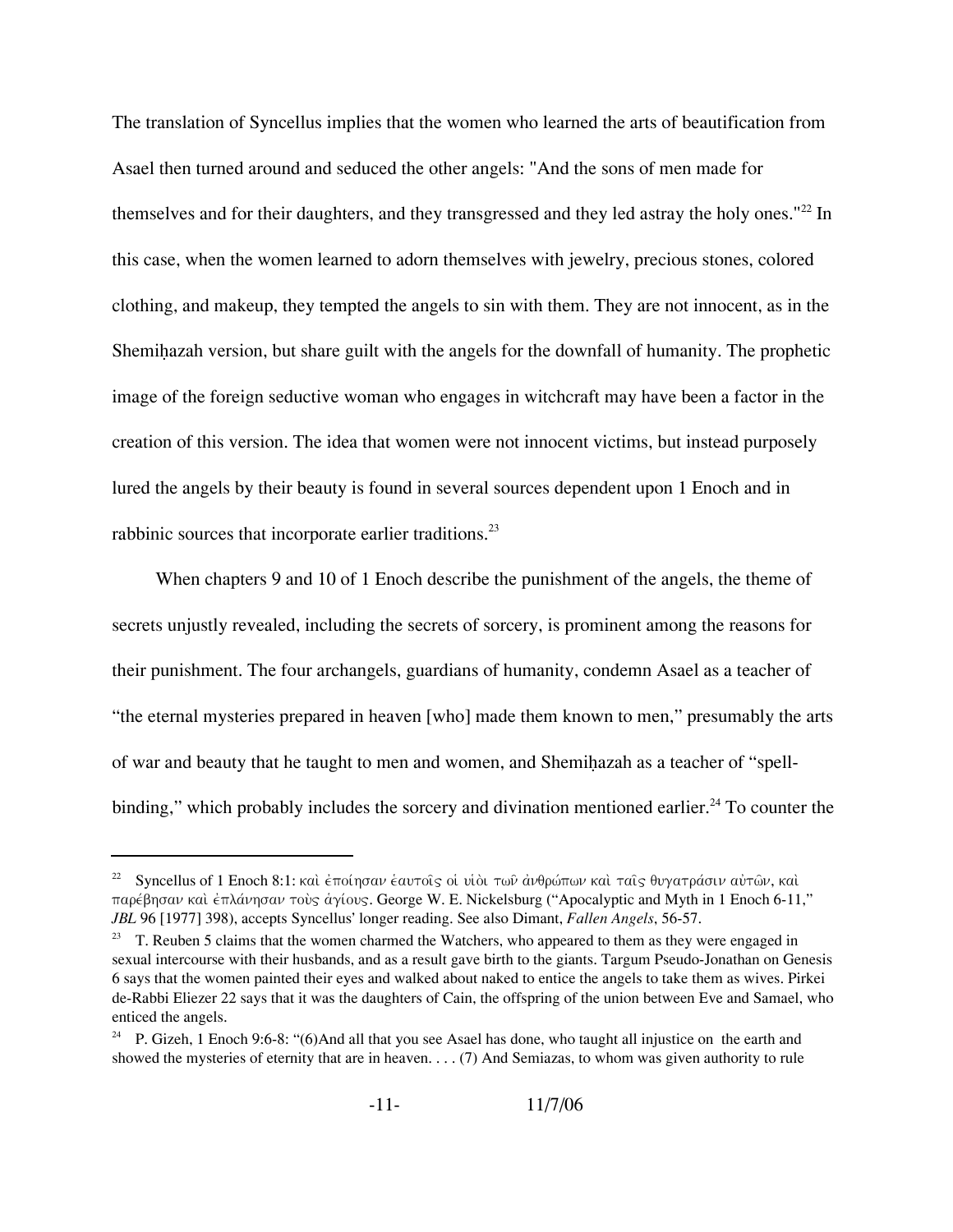The translation of Syncellus implies that the women who learned the arts of beautification from Asael then turned around and seduced the other angels: "And the sons of men made for themselves and for their daughters, and they transgressed and they led astray the holy ones."[22] In this case, when the women learned to adorn themselves with jewelry, precious stones, colored clothing, and makeup, they tempted the angels to sin with them. They are not innocent, as in the Shemiḥazah version, but share guilt with the angels for the downfall of humanity. The prophetic image of the foreign seductive woman who engages in witchcraft may have been a factor in the creation of this version. The idea that women were not innocent victims, but instead purposely lured the angels by their beauty is found in several sources dependent upon 1 Enoch and in rabbinic sources that incorporate earlier traditions.[23]

When chapters 9 and 10 of 1 Enoch describe the punishment of the angels, the theme of secrets unjustly revealed, including the secrets of sorcery, is prominent among the reasons for their punishment. The four archangels, guardians of humanity, condemn Asael as a teacher of "the eternal mysteries prepared in heaven [who] made them known to men," presumably the arts of war and beauty that he taught to men and women, and Shemiḥazah as a teacher of "spell-binding," which probably includes the sorcery and divination mentioned earlier.[24] To counter the

---

[22] Syncellus of 1 Enoch 8:1: καὶ ἐποίησαν ἑαυτοῖς οἱ υἱοὶ τῶν ἀνθρώπων καὶ ταῖς θυγατράσιν αὐτῶν, καὶ παρέβησαν καὶ ἐπλάνησαν τοὺς ἁγίους. George W. E. Nickelsburg ("Apocalyptic and Myth in 1 Enoch 6-11," *JBL* 96 [1977] 398), accepts Syncellus' longer reading. See also Dimant, *Fallen Angels*, 56-57.

[23] T. Reuben 5 claims that the women charmed the Watchers, who appeared to them as they were engaged in sexual intercourse with their husbands, and as a result gave birth to the giants. Targum Pseudo-Jonathan on Genesis 6 says that the women painted their eyes and walked about naked to entice the angels to take them as wives. Pirkei de-Rabbi Eliezer 22 says that it was the daughters of Cain, the offspring of the union between Eve and Samael, who enticed the angels.

[24] P. Gizeh, 1 Enoch 9:6-8: "(6)And all that you see Asael has done, who taught all injustice on the earth and showed the mysteries of eternity that are in heaven. . . . (7) And Semiazas, to whom was given authority to rule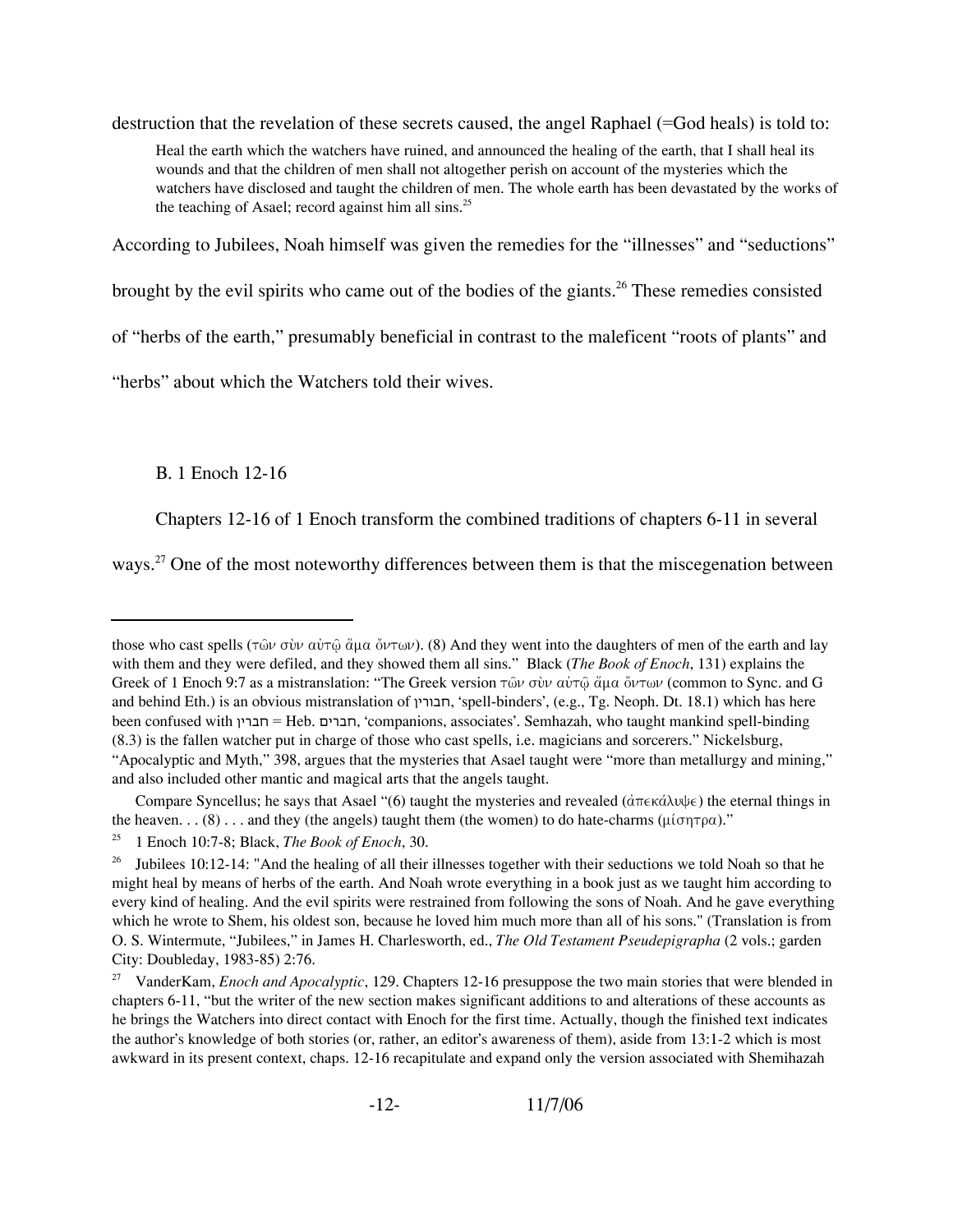destruction that the revelation of these secrets caused, the angel Raphael (=God heals) is told to:

> Heal the earth which the watchers have ruined, and announced the healing of the earth, that I shall heal its wounds and that the children of men shall not altogether perish on account of the mysteries which the watchers have disclosed and taught the children of men. The whole earth has been devastated by the works of the teaching of Asael; record against him all sins.[25]

According to Jubilees, Noah himself was given the remedies for the "illnesses" and "seductions" brought by the evil spirits who came out of the bodies of the giants.[26] These remedies consisted of "herbs of the earth," presumably beneficial in contrast to the maleficent "roots of plants" and "herbs" about which the Watchers told their wives.

### B. 1 Enoch 12-16

Chapters 12-16 of 1 Enoch transform the combined traditions of chapters 6-11 in several ways.[27] One of the most noteworthy differences between them is that the miscegenation between

---

those who cast spells (τῶν σὺν αὐτῷ ἅμα ὄντων). (8) And they went into the daughters of men of the earth and lay with them and they were defiled, and they showed them all sins." Black (*The Book of Enoch*, 131) explains the Greek of 1 Enoch 9:7 as a mistranslation: "The Greek version τῶν σὺν αὐτῷ ἅμα ὄντων (common to Sync. and G and behind Eth.) is an obvious mistranslation of חבורין, 'spell-binders', (e.g., Tg. Neoph. Dt. 18.1) which has here been confused with חברין = Heb. חברים, 'companions, associates'. Semhazah, who taught mankind spell-binding (8.3) is the fallen watcher put in charge of those who cast spells, i.e. magicians and sorcerers." Nickelsburg, "Apocalyptic and Myth," 398, argues that the mysteries that Asael taught were "more than metallurgy and mining," and also included other mantic and magical arts that the angels taught.

Compare Syncellus; he says that Asael "(6) taught the mysteries and revealed (ἀπεκάλυψε) the eternal things in the heaven. . . (8) . . . and they (the angels) taught them (the women) to do hate-charms (μίσητρα)."

[25] 1 Enoch 10:7-8; Black, *The Book of Enoch*, 30.

[26] Jubilees 10:12-14: "And the healing of all their illnesses together with their seductions we told Noah so that he might heal by means of herbs of the earth. And Noah wrote everything in a book just as we taught him according to every kind of healing. And the evil spirits were restrained from following the sons of Noah. And he gave everything which he wrote to Shem, his oldest son, because he loved him much more than all of his sons." (Translation is from O. S. Wintermute, "Jubilees," in James H. Charlesworth, ed., *The Old Testament Pseudepigrapha* (2 vols.; garden City: Doubleday, 1983-85) 2:76.

[27] VanderKam, *Enoch and Apocalyptic*, 129. Chapters 12-16 presuppose the two main stories that were blended in chapters 6-11, "but the writer of the new section makes significant additions to and alterations of these accounts as he brings the Watchers into direct contact with Enoch for the first time. Actually, though the finished text indicates the author's knowledge of both stories (or, rather, an editor's awareness of them), aside from 13:1-2 which is most awkward in its present context, chaps. 12-16 recapitulate and expand only the version associated with Shemihazah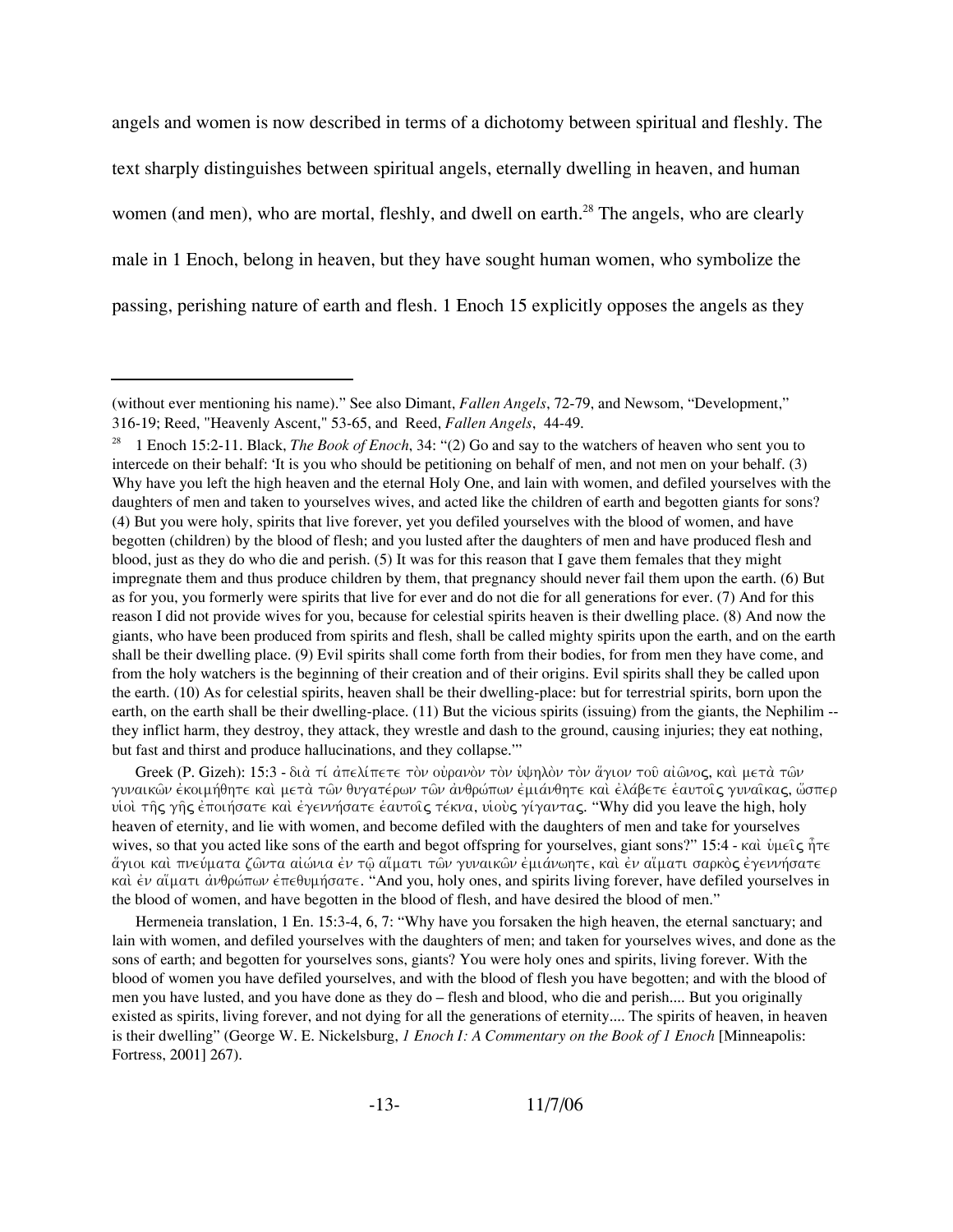angels and women is now described in terms of a dichotomy between spiritual and fleshly. The text sharply distinguishes between spiritual angels, eternally dwelling in heaven, and human women (and men), who are mortal, fleshly, and dwell on earth.[28] The angels, who are clearly male in 1 Enoch, belong in heaven, but they have sought human women, who symbolize the passing, perishing nature of earth and flesh. 1 Enoch 15 explicitly opposes the angels as they

---

(without ever mentioning his name)." See also Dimant, *Fallen Angels*, 72-79, and Newsom, "Development," 316-19; Reed, "Heavenly Ascent," 53-65, and Reed, *Fallen Angels*, 44-49.

[28] 1 Enoch 15:2-11. Black, *The Book of Enoch*, 34: "(2) Go and say to the watchers of heaven who sent you to intercede on their behalf: 'It is you who should be petitioning on behalf of men, and not men on your behalf. (3) Why have you left the high heaven and the eternal Holy One, and lain with women, and defiled yourselves with the daughters of men and taken to yourselves wives, and acted like the children of earth and begotten giants for sons? (4) But you were holy, spirits that live forever, yet you defiled yourselves with the blood of women, and have begotten (children) by the blood of flesh; and you lusted after the daughters of men and have produced flesh and blood, just as they do who die and perish. (5) It was for this reason that I gave them females that they might impregnate them and thus produce children by them, that pregnancy should never fail them upon the earth. (6) But as for you, you formerly were spirits that live for ever and do not die for all generations for ever. (7) And for this reason I did not provide wives for you, because for celestial spirits heaven is their dwelling place. (8) And now the giants, who have been produced from spirits and flesh, shall be called mighty spirits upon the earth, and on the earth shall be their dwelling place. (9) Evil spirits shall come forth from their bodies, for from men they have come, and from the holy watchers is the beginning of their creation and of their origins. Evil spirits shall they be called upon the earth. (10) As for celestial spirits, heaven shall be their dwelling-place: but for terrestrial spirits, born upon the earth, on the earth shall be their dwelling-place. (11) But the vicious spirits (issuing) from the giants, the Nephilim -- they inflict harm, they destroy, they attack, they wrestle and dash to the ground, causing injuries; they eat nothing, but fast and thirst and produce hallucinations, and they collapse.'"

Greek (P. Gizeh): 15:3 - διὰ τί ἀπελίπετε τὸν οὐρανὸν τὸν ὑψηλὸν τὸν ἅγιον τοῦ αἰῶνος, καὶ μετὰ τῶν γυναικῶν ἐκοιμήθητε καὶ μετὰ τῶν θυγατέρων τῶν ἀνθρώπων ἐμιάνθητε καὶ ἐλάβετε ἑαυτοῖς γυναῖκας, ὥσπερ υἱοὶ τῆς γῆς ἐποιήσατε καὶ ἐγεννήσατε ἑαυτοῖς τέκνα, υἱοὺς γίγαντας. "Why did you leave the high, holy heaven of eternity, and lie with women, and become defiled with the daughters of men and take for yourselves wives, so that you acted like sons of the earth and begot offspring for yourselves, giant sons?" 15:4 - καὶ ὑμεῖς ἦτε ἅγιοι καὶ πνεύματα ζῶντα αἰώνια ἐν τῷ αἵματι τῶν γυναικῶν ἐμιάνωητε, καὶ ἐν αἵματι σαρκὸς ἐγεννήσατε καὶ ἐν αἵματι ἀνθρώπων ἐπεθυμήσατε. "And you, holy ones, and spirits living forever, have defiled yourselves in the blood of women, and have begotten in the blood of flesh, and have desired the blood of men."

Hermeneia translation, 1 En. 15:3-4, 6, 7: "Why have you forsaken the high heaven, the eternal sanctuary; and lain with women, and defiled yourselves with the daughters of men; and taken for yourselves wives, and done as the sons of earth; and begotten for yourselves sons, giants? You were holy ones and spirits, living forever. With the blood of women you have defiled yourselves, and with the blood of flesh you have begotten; and with the blood of men you have lusted, and you have done as they do – flesh and blood, who die and perish.... But you originally existed as spirits, living forever, and not dying for all the generations of eternity.... The spirits of heaven, in heaven is their dwelling" (George W. E. Nickelsburg, *1 Enoch I: A Commentary on the Book of 1 Enoch* [Minneapolis: Fortress, 2001] 267).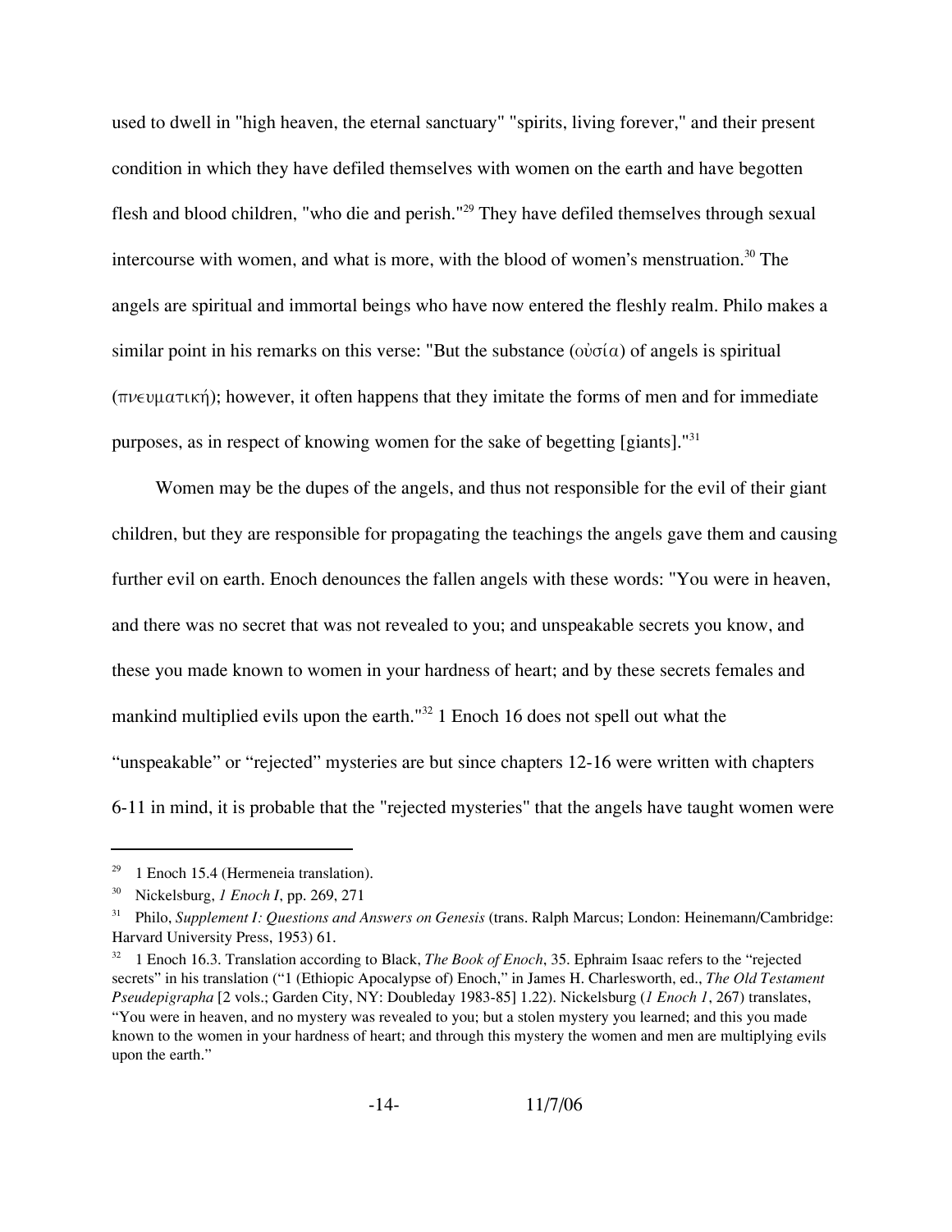used to dwell in "high heaven, the eternal sanctuary" "spirits, living forever," and their present condition in which they have defiled themselves with women on the earth and have begotten flesh and blood children, "who die and perish."[29] They have defiled themselves through sexual intercourse with women, and what is more, with the blood of women's menstruation.[30] The angels are spiritual and immortal beings who have now entered the fleshly realm. Philo makes a similar point in his remarks on this verse: "But the substance (οὐσία) of angels is spiritual (πνευματική); however, it often happens that they imitate the forms of men and for immediate purposes, as in respect of knowing women for the sake of begetting [giants]."[31]

Women may be the dupes of the angels, and thus not responsible for the evil of their giant children, but they are responsible for propagating the teachings the angels gave them and causing further evil on earth. Enoch denounces the fallen angels with these words: "You were in heaven, and there was no secret that was not revealed to you; and unspeakable secrets you know, and these you made known to women in your hardness of heart; and by these secrets females and mankind multiplied evils upon the earth."[32] 1 Enoch 16 does not spell out what the "unspeakable" or "rejected" mysteries are but since chapters 12-16 were written with chapters 6-11 in mind, it is probable that the "rejected mysteries" that the angels have taught women were

---

[29] 1 Enoch 15.4 (Hermeneia translation).

[30] Nickelsburg, *1 Enoch I*, pp. 269, 271

[31] Philo, *Supplement I: Questions and Answers on Genesis* (trans. Ralph Marcus; London: Heinemann/Cambridge: Harvard University Press, 1953) 61.

[32] 1 Enoch 16.3. Translation according to Black, *The Book of Enoch*, 35. Ephraim Isaac refers to the "rejected secrets" in his translation ("1 (Ethiopic Apocalypse of) Enoch," in James H. Charlesworth, ed., *The Old Testament Pseudepigrapha* [2 vols.; Garden City, NY: Doubleday 1983-85] 1.22). Nickelsburg (*1 Enoch 1*, 267) translates, "You were in heaven, and no mystery was revealed to you; but a stolen mystery you learned; and this you made known to the women in your hardness of heart; and through this mystery the women and men are multiplying evils upon the earth."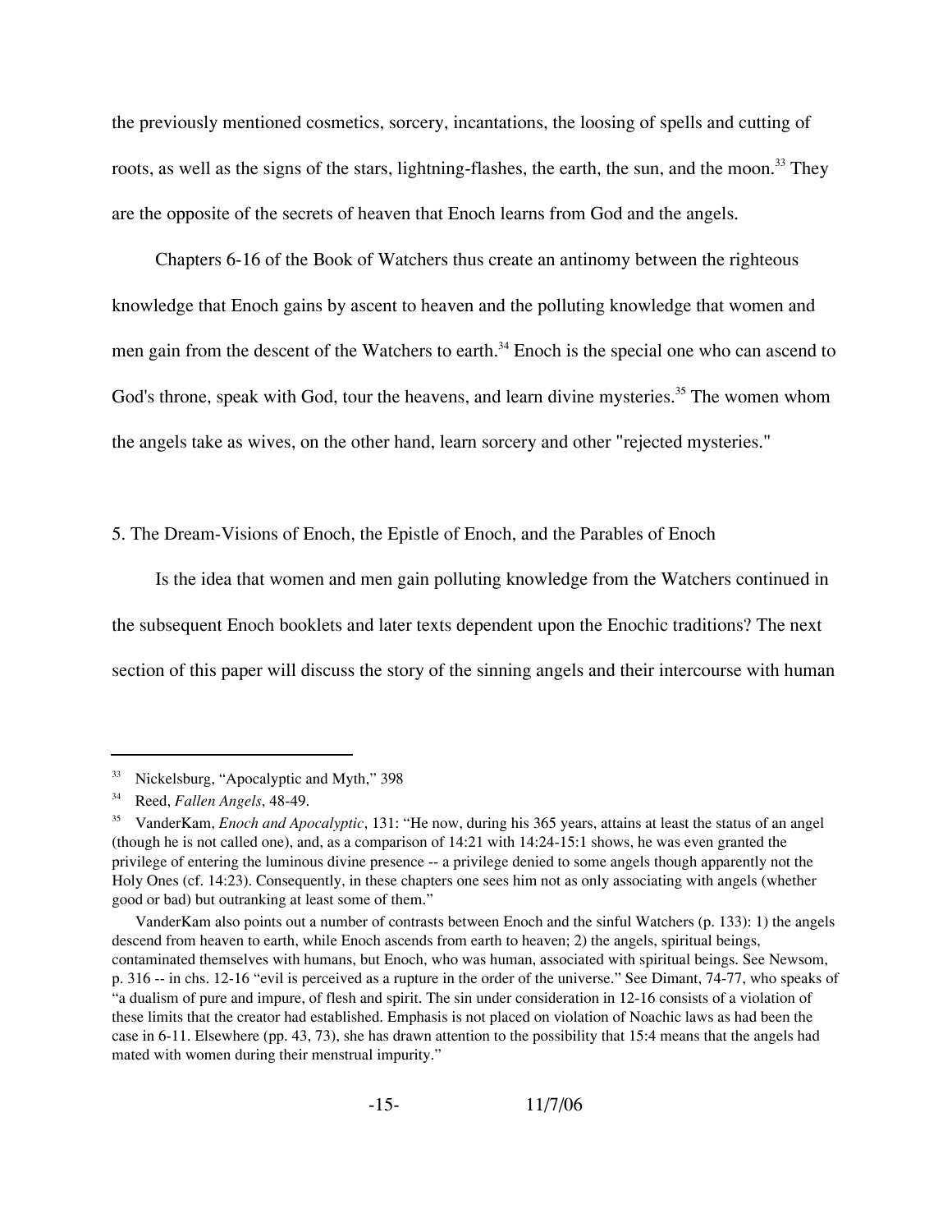the previously mentioned cosmetics, sorcery, incantations, the loosing of spells and cutting of roots, as well as the signs of the stars, lightning-flashes, the earth, the sun, and the moon.[33] They are the opposite of the secrets of heaven that Enoch learns from God and the angels.

Chapters 6-16 of the Book of Watchers thus create an antinomy between the righteous knowledge that Enoch gains by ascent to heaven and the polluting knowledge that women and men gain from the descent of the Watchers to earth.[34] Enoch is the special one who can ascend to God's throne, speak with God, tour the heavens, and learn divine mysteries.[35] The women whom the angels take as wives, on the other hand, learn sorcery and other "rejected mysteries."

## 5. The Dream-Visions of Enoch, the Epistle of Enoch, and the Parables of Enoch

Is the idea that women and men gain polluting knowledge from the Watchers continued in the subsequent Enoch booklets and later texts dependent upon the Enochic traditions? The next section of this paper will discuss the story of the sinning angels and their intercourse with human

---

[33] Nickelsburg, "Apocalyptic and Myth," 398

[34] Reed, *Fallen Angels*, 48-49.

[35] VanderKam, *Enoch and Apocalyptic*, 131: "He now, during his 365 years, attains at least the status of an angel (though he is not called one), and, as a comparison of 14:21 with 14:24-15:1 shows, he was even granted the privilege of entering the luminous divine presence -- a privilege denied to some angels though apparently not the Holy Ones (cf. 14:23). Consequently, in these chapters one sees him not as only associating with angels (whether good or bad) but outranking at least some of them."

VanderKam also points out a number of contrasts between Enoch and the sinful Watchers (p. 133): 1) the angels descend from heaven to earth, while Enoch ascends from earth to heaven; 2) the angels, spiritual beings, contaminated themselves with humans, but Enoch, who was human, associated with spiritual beings. See Newsom, p. 316 -- in chs. 12-16 "evil is perceived as a rupture in the order of the universe." See Dimant, 74-77, who speaks of "a dualism of pure and impure, of flesh and spirit. The sin under consideration in 12-16 consists of a violation of these limits that the creator had established. Emphasis is not placed on violation of Noachic laws as had been the case in 6-11. Elsewhere (pp. 43, 73), she has drawn attention to the possibility that 15:4 means that the angels had mated with women during their menstrual impurity."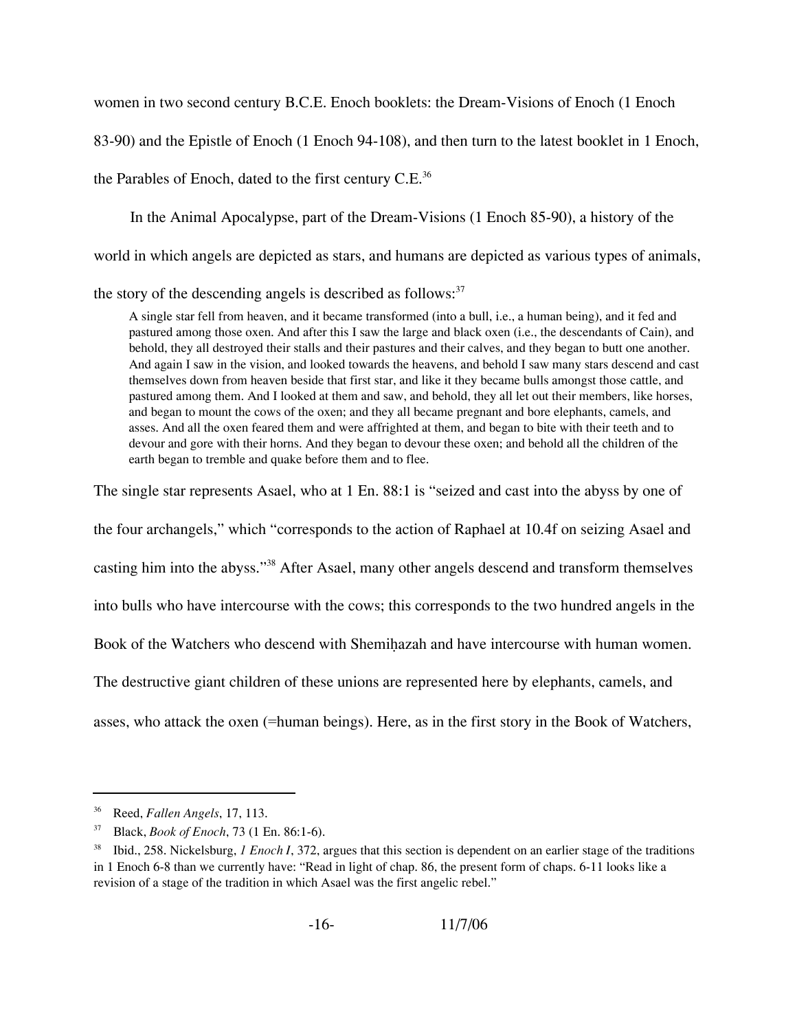women in two second century B.C.E. Enoch booklets: the Dream-Visions of Enoch (1 Enoch 83-90) and the Epistle of Enoch (1 Enoch 94-108), and then turn to the latest booklet in 1 Enoch, the Parables of Enoch, dated to the first century C.E.[36]

In the Animal Apocalypse, part of the Dream-Visions (1 Enoch 85-90), a history of the world in which angels are depicted as stars, and humans are depicted as various types of animals, the story of the descending angels is described as follows:[37]

> A single star fell from heaven, and it became transformed (into a bull, i.e., a human being), and it fed and pastured among those oxen. And after this I saw the large and black oxen (i.e., the descendants of Cain), and behold, they all destroyed their stalls and their pastures and their calves, and they began to butt one another. And again I saw in the vision, and looked towards the heavens, and behold I saw many stars descend and cast themselves down from heaven beside that first star, and like it they became bulls amongst those cattle, and pastured among them. And I looked at them and saw, and behold, they all let out their members, like horses, and began to mount the cows of the oxen; and they all became pregnant and bore elephants, camels, and asses. And all the oxen feared them and were affrighted at them, and began to bite with their teeth and to devour and gore with their horns. And they began to devour these oxen; and behold all the children of the earth began to tremble and quake before them and to flee.

The single star represents Asael, who at 1 En. 88:1 is "seized and cast into the abyss by one of the four archangels," which "corresponds to the action of Raphael at 10.4f on seizing Asael and casting him into the abyss."[38] After Asael, many other angels descend and transform themselves into bulls who have intercourse with the cows; this corresponds to the two hundred angels in the Book of the Watchers who descend with Shemiḥazah and have intercourse with human women. The destructive giant children of these unions are represented here by elephants, camels, and asses, who attack the oxen (=human beings). Here, as in the first story in the Book of Watchers,

---

[36] Reed, *Fallen Angels*, 17, 113.

[37] Black, *Book of Enoch*, 73 (1 En. 86:1-6).

[38] Ibid., 258. Nickelsburg, *1 Enoch I*, 372, argues that this section is dependent on an earlier stage of the traditions in 1 Enoch 6-8 than we currently have: "Read in light of chap. 86, the present form of chaps. 6-11 looks like a revision of a stage of the tradition in which Asael was the first angelic rebel."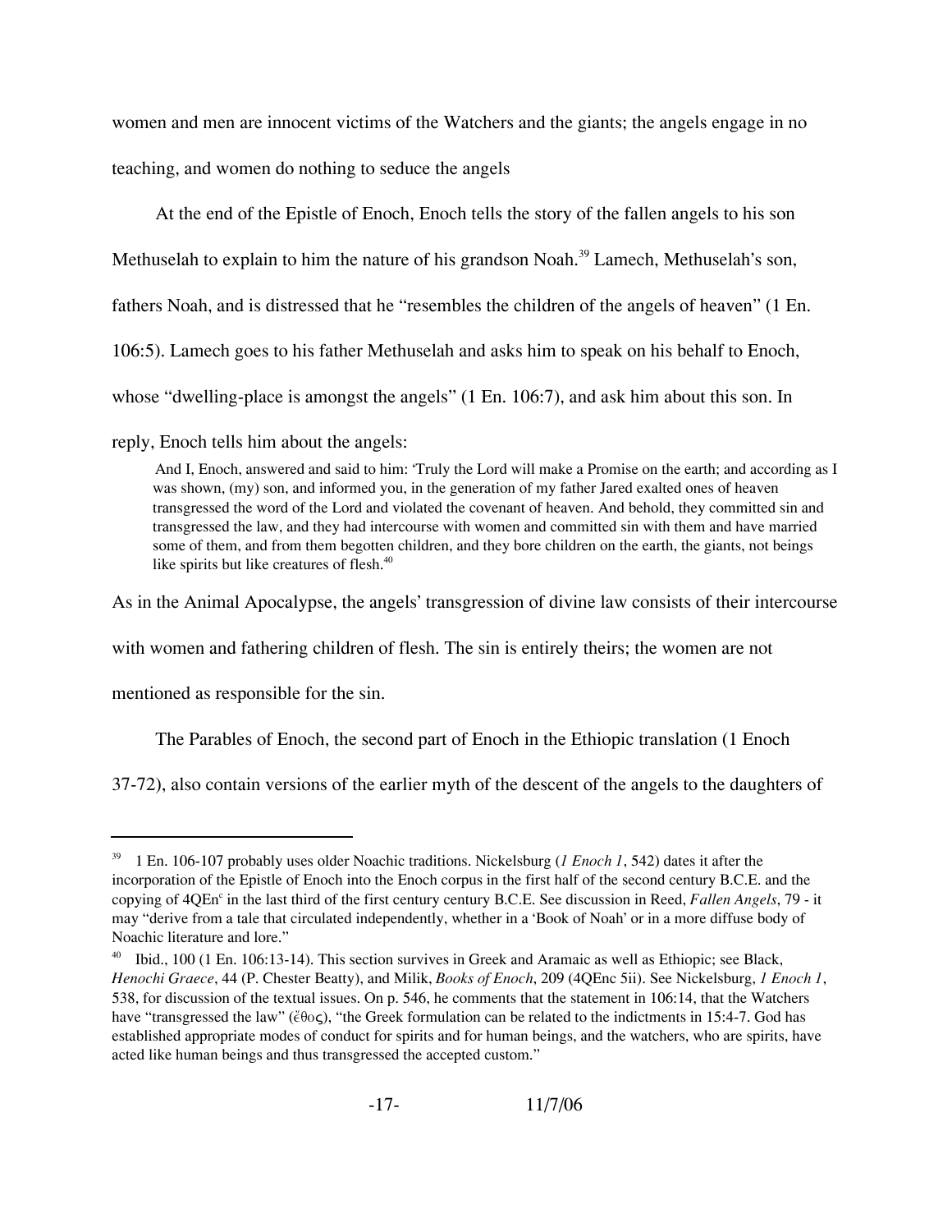women and men are innocent victims of the Watchers and the giants; the angels engage in no teaching, and women do nothing to seduce the angels

At the end of the Epistle of Enoch, Enoch tells the story of the fallen angels to his son Methuselah to explain to him the nature of his grandson Noah.[39] Lamech, Methuselah's son, fathers Noah, and is distressed that he "resembles the children of the angels of heaven" (1 En. 106:5). Lamech goes to his father Methuselah and asks him to speak on his behalf to Enoch, whose "dwelling-place is amongst the angels" (1 En. 106:7), and ask him about this son. In reply, Enoch tells him about the angels:

> And I, Enoch, answered and said to him: 'Truly the Lord will make a Promise on the earth; and according as I was shown, (my) son, and informed you, in the generation of my father Jared exalted ones of heaven transgressed the word of the Lord and violated the covenant of heaven. And behold, they committed sin and transgressed the law, and they had intercourse with women and committed sin with them and have married some of them, and from them begotten children, and they bore children on the earth, the giants, not beings like spirits but like creatures of flesh.[40]

As in the Animal Apocalypse, the angels' transgression of divine law consists of their intercourse with women and fathering children of flesh. The sin is entirely theirs; the women are not mentioned as responsible for the sin.

The Parables of Enoch, the second part of Enoch in the Ethiopic translation (1 Enoch 37-72), also contain versions of the earlier myth of the descent of the angels to the daughters of

---

[39] 1 En. 106-107 probably uses older Noachic traditions. Nickelsburg (*1 Enoch 1*, 542) dates it after the incorporation of the Epistle of Enoch into the Enoch corpus in the first half of the second century B.C.E. and the copying of 4QEn[c] in the last third of the first century century B.C.E. See discussion in Reed, *Fallen Angels*, 79 - it may "derive from a tale that circulated independently, whether in a 'Book of Noah' or in a more diffuse body of Noachic literature and lore."

[40] Ibid., 100 (1 En. 106:13-14). This section survives in Greek and Aramaic as well as Ethiopic; see Black, *Henochi Graece*, 44 (P. Chester Beatty), and Milik, *Books of Enoch*, 209 (4QEnc 5ii). See Nickelsburg, *1 Enoch 1*, 538, for discussion of the textual issues. On p. 546, he comments that the statement in 106:14, that the Watchers have "transgressed the law" (ἔθος), "the Greek formulation can be related to the indictments in 15:4-7. God has established appropriate modes of conduct for spirits and for human beings, and the watchers, who are spirits, have acted like human beings and thus transgressed the accepted custom."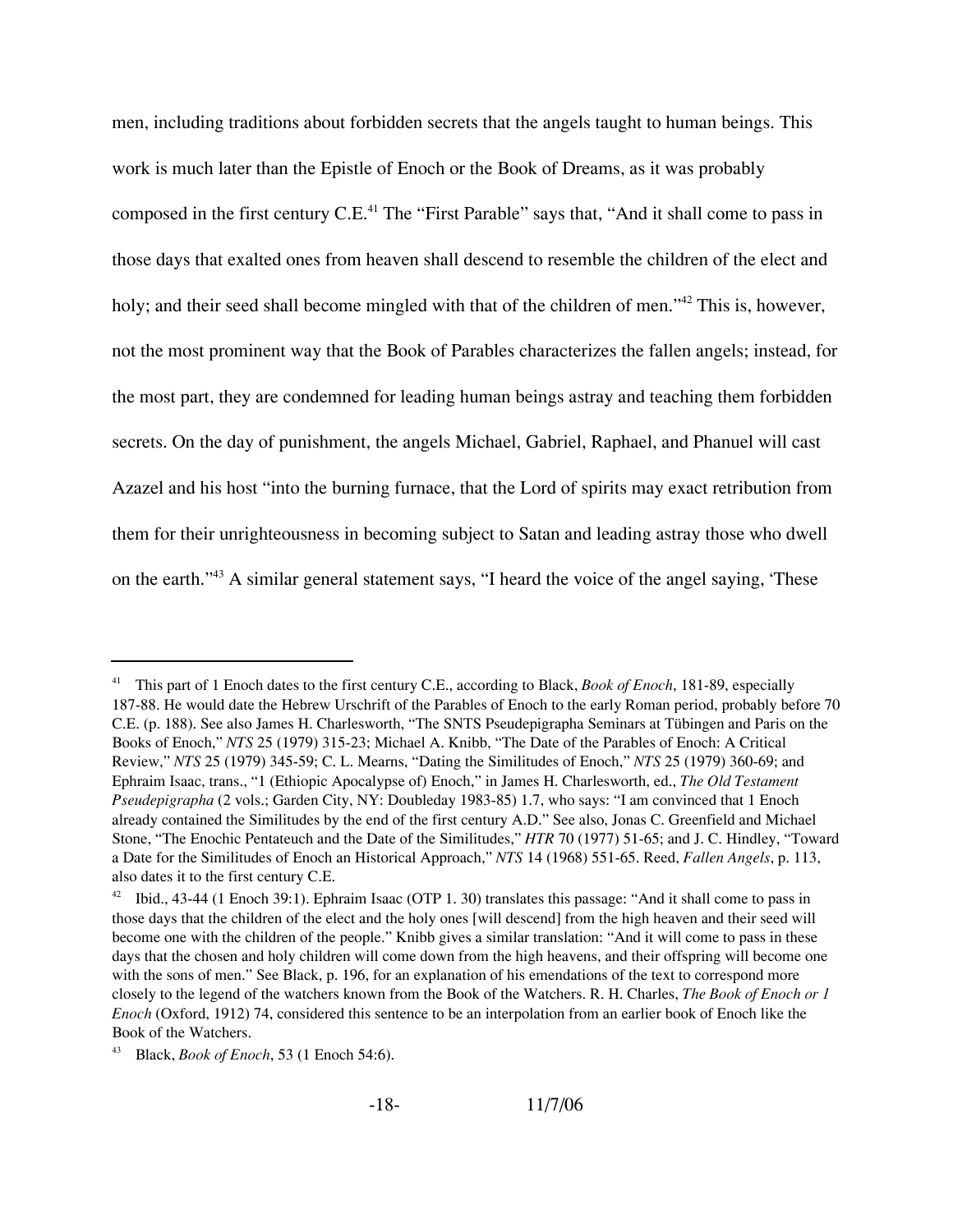men, including traditions about forbidden secrets that the angels taught to human beings. This work is much later than the Epistle of Enoch or the Book of Dreams, as it was probably composed in the first century C.E.[41] The "First Parable" says that, "And it shall come to pass in those days that exalted ones from heaven shall descend to resemble the children of the elect and holy; and their seed shall become mingled with that of the children of men."[42] This is, however, not the most prominent way that the Book of Parables characterizes the fallen angels; instead, for the most part, they are condemned for leading human beings astray and teaching them forbidden secrets. On the day of punishment, the angels Michael, Gabriel, Raphael, and Phanuel will cast Azazel and his host "into the burning furnace, that the Lord of spirits may exact retribution from them for their unrighteousness in becoming subject to Satan and leading astray those who dwell on the earth."[43] A similar general statement says, "I heard the voice of the angel saying, 'These

---

[41] This part of 1 Enoch dates to the first century C.E., according to Black, *Book of Enoch*, 181-89, especially 187-88. He would date the Hebrew Urschrift of the Parables of Enoch to the early Roman period, probably before 70 C.E. (p. 188). See also James H. Charlesworth, "The SNTS Pseudepigrapha Seminars at Tübingen and Paris on the Books of Enoch," *NTS* 25 (1979) 315-23; Michael A. Knibb, "The Date of the Parables of Enoch: A Critical Review," *NTS* 25 (1979) 345-59; C. L. Mearns, "Dating the Similitudes of Enoch," *NTS* 25 (1979) 360-69; and Ephraim Isaac, trans., "1 (Ethiopic Apocalypse of) Enoch," in James H. Charlesworth, ed., *The Old Testament Pseudepigrapha* (2 vols.; Garden City, NY: Doubleday 1983-85) 1.7, who says: "I am convinced that 1 Enoch already contained the Similitudes by the end of the first century A.D." See also, Jonas C. Greenfield and Michael Stone, "The Enochic Pentateuch and the Date of the Similitudes," *HTR* 70 (1977) 51-65; and J. C. Hindley, "Toward a Date for the Similitudes of Enoch an Historical Approach," *NTS* 14 (1968) 551-65. Reed, *Fallen Angels*, p. 113, also dates it to the first century C.E.

[42] Ibid., 43-44 (1 Enoch 39:1). Ephraim Isaac (OTP 1. 30) translates this passage: "And it shall come to pass in those days that the children of the elect and the holy ones [will descend] from the high heaven and their seed will become one with the children of the people." Knibb gives a similar translation: "And it will come to pass in these days that the chosen and holy children will come down from the high heavens, and their offspring will become one with the sons of men." See Black, p. 196, for an explanation of his emendations of the text to correspond more closely to the legend of the watchers known from the Book of the Watchers. R. H. Charles, *The Book of Enoch or 1 Enoch* (Oxford, 1912) 74, considered this sentence to be an interpolation from an earlier book of Enoch like the Book of the Watchers.

[43] Black, *Book of Enoch*, 53 (1 Enoch 54:6).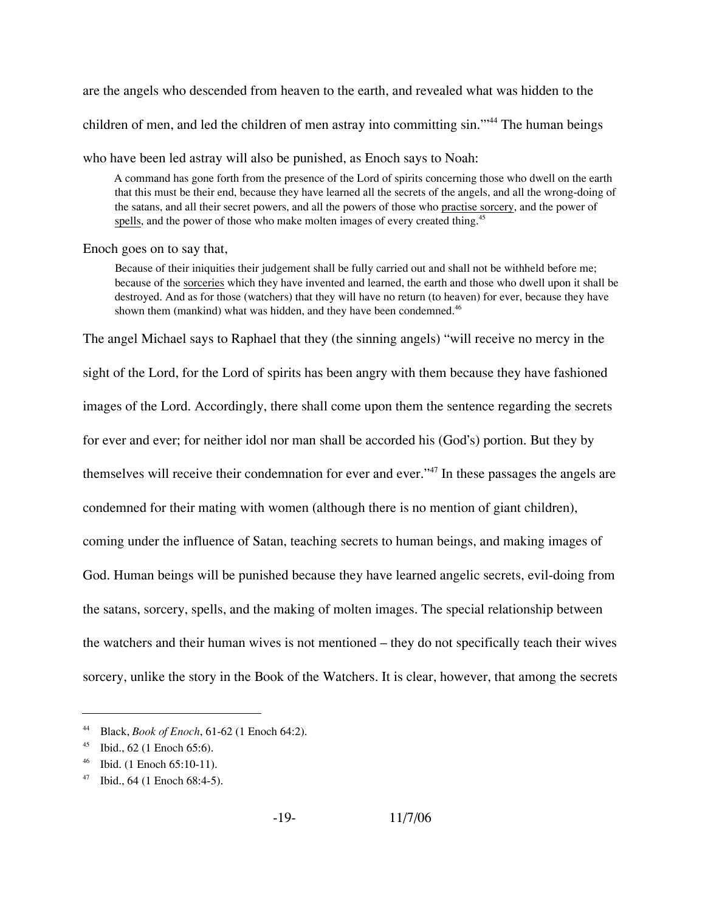are the angels who descended from heaven to the earth, and revealed what was hidden to the children of men, and led the children of men astray into committing sin.'"[44] The human beings who have been led astray will also be punished, as Enoch says to Noah:

> A command has gone forth from the presence of the Lord of spirits concerning those who dwell on the earth that this must be their end, because they have learned all the secrets of the angels, and all the wrong-doing of the satans, and all their secret powers, and all the powers of those who practise sorcery, and the power of spells, and the power of those who make molten images of every created thing.[45]

Enoch goes on to say that,

> Because of their iniquities their judgement shall be fully carried out and shall not be withheld before me; because of the sorceries which they have invented and learned, the earth and those who dwell upon it shall be destroyed. And as for those (watchers) that they will have no return (to heaven) for ever, because they have shown them (mankind) what was hidden, and they have been condemned.[46]

The angel Michael says to Raphael that they (the sinning angels) "will receive no mercy in the sight of the Lord, for the Lord of spirits has been angry with them because they have fashioned images of the Lord. Accordingly, there shall come upon them the sentence regarding the secrets for ever and ever; for neither idol nor man shall be accorded his (God's) portion. But they by themselves will receive their condemnation for ever and ever."[47] In these passages the angels are condemned for their mating with women (although there is no mention of giant children), coming under the influence of Satan, teaching secrets to human beings, and making images of God. Human beings will be punished because they have learned angelic secrets, evil-doing from the satans, sorcery, spells, and the making of molten images. The special relationship between the watchers and their human wives is not mentioned – they do not specifically teach their wives sorcery, unlike the story in the Book of the Watchers. It is clear, however, that among the secrets

---

[44] Black, *Book of Enoch*, 61-62 (1 Enoch 64:2).

[45] Ibid., 62 (1 Enoch 65:6).

[46] Ibid. (1 Enoch 65:10-11).

[47] Ibid., 64 (1 Enoch 68:4-5).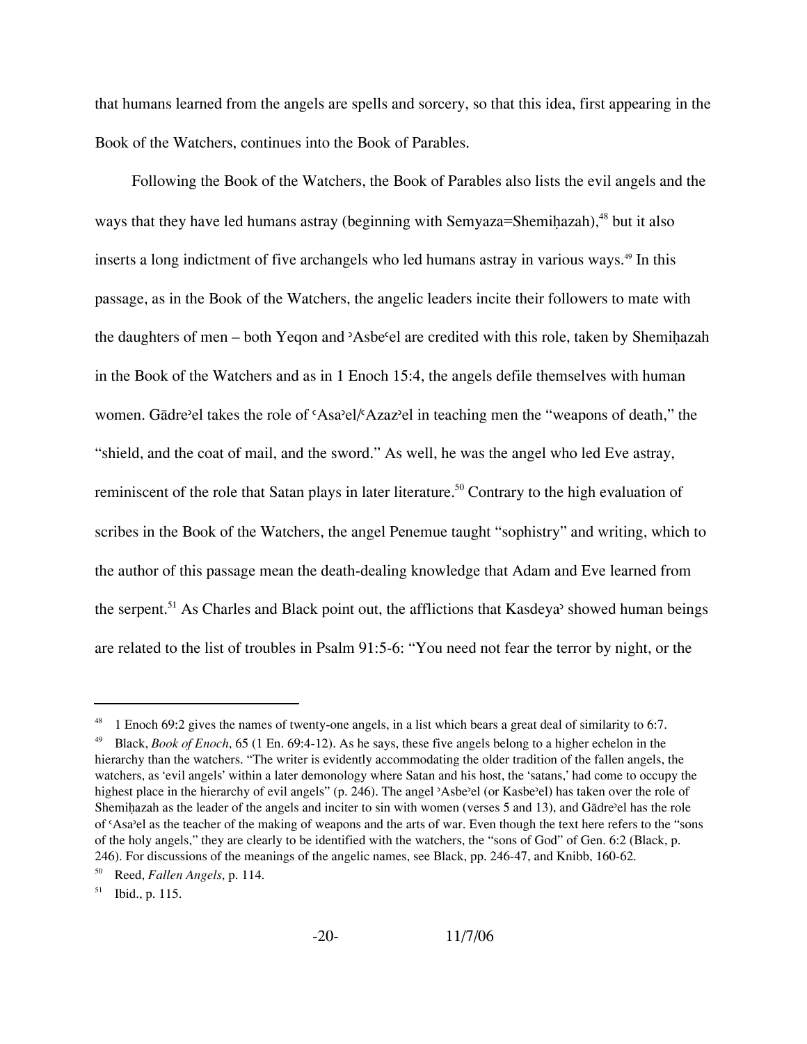that humans learned from the angels are spells and sorcery, so that this idea, first appearing in the Book of the Watchers, continues into the Book of Parables.

Following the Book of the Watchers, the Book of Parables also lists the evil angels and the ways that they have led humans astray (beginning with Semyaza=Shemiḥazah),[48] but it also inserts a long indictment of five archangels who led humans astray in various ways.[49] In this passage, as in the Book of the Watchers, the angelic leaders incite their followers to mate with the daughters of men – both Yeqon and ʾAsbeʿel are credited with this role, taken by Shemiḥazah in the Book of the Watchers and as in 1 Enoch 15:4, the angels defile themselves with human women. Gādreʾel takes the role of ʿAsaʾel/ʿAzazʾel in teaching men the "weapons of death," the "shield, and the coat of mail, and the sword." As well, he was the angel who led Eve astray, reminiscent of the role that Satan plays in later literature.[50] Contrary to the high evaluation of scribes in the Book of the Watchers, the angel Penemue taught "sophistry" and writing, which to the author of this passage mean the death-dealing knowledge that Adam and Eve learned from the serpent.[51] As Charles and Black point out, the afflictions that Kasdeyaʾ showed human beings are related to the list of troubles in Psalm 91:5-6: "You need not fear the terror by night, or the

---

[48] 1 Enoch 69:2 gives the names of twenty-one angels, in a list which bears a great deal of similarity to 6:7.

[49] Black, *Book of Enoch*, 65 (1 En. 69:4-12). As he says, these five angels belong to a higher echelon in the hierarchy than the watchers. "The writer is evidently accommodating the older tradition of the fallen angels, the watchers, as 'evil angels' within a later demonology where Satan and his host, the 'satans,' had come to occupy the highest place in the hierarchy of evil angels" (p. 246). The angel ʾAsbeʾel (or Kasbeʾel) has taken over the role of Shemiḥazah as the leader of the angels and inciter to sin with women (verses 5 and 13), and Gādreʾel has the role of ʿAsaʾel as the teacher of the making of weapons and the arts of war. Even though the text here refers to the "sons of the holy angels," they are clearly to be identified with the watchers, the "sons of God" of Gen. 6:2 (Black, p. 246). For discussions of the meanings of the angelic names, see Black, pp. 246-47, and Knibb, 160-62.

[50] Reed, *Fallen Angels*, p. 114.

[51] Ibid., p. 115.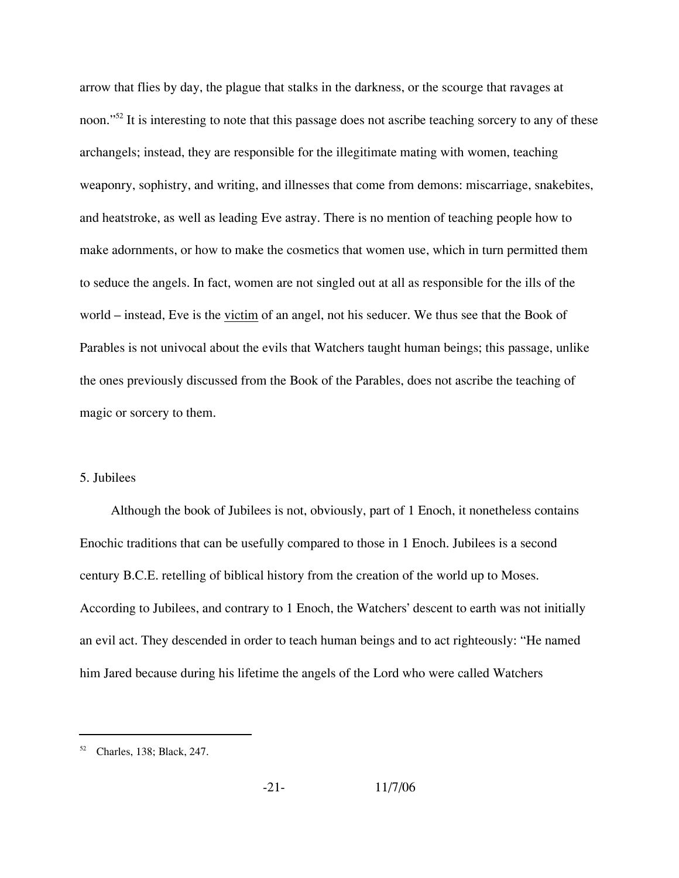arrow that flies by day, the plague that stalks in the darkness, or the scourge that ravages at noon."[52] It is interesting to note that this passage does not ascribe teaching sorcery to any of these archangels; instead, they are responsible for the illegitimate mating with women, teaching weaponry, sophistry, and writing, and illnesses that come from demons: miscarriage, snakebites, and heatstroke, as well as leading Eve astray. There is no mention of teaching people how to make adornments, or how to make the cosmetics that women use, which in turn permitted them to seduce the angels. In fact, women are not singled out at all as responsible for the ills of the world – instead, Eve is the victim of an angel, not his seducer. We thus see that the Book of Parables is not univocal about the evils that Watchers taught human beings; this passage, unlike the ones previously discussed from the Book of the Parables, does not ascribe the teaching of magic or sorcery to them.

## 5. Jubilees

Although the book of Jubilees is not, obviously, part of 1 Enoch, it nonetheless contains Enochic traditions that can be usefully compared to those in 1 Enoch. Jubilees is a second century B.C.E. retelling of biblical history from the creation of the world up to Moses. According to Jubilees, and contrary to 1 Enoch, the Watchers' descent to earth was not initially an evil act. They descended in order to teach human beings and to act righteously: "He named him Jared because during his lifetime the angels of the Lord who were called Watchers

---

[52] Charles, 138; Black, 247.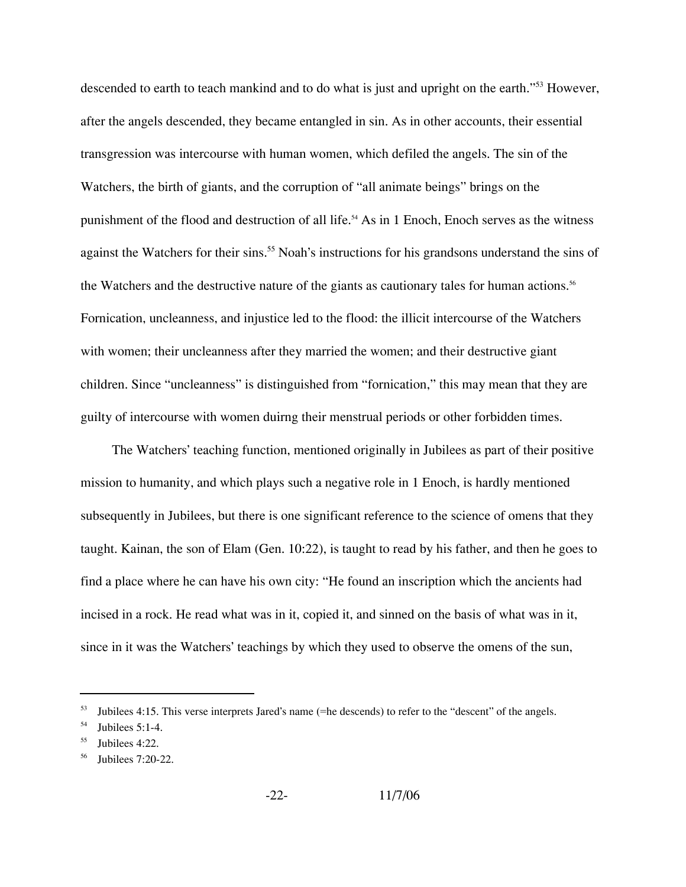descended to earth to teach mankind and to do what is just and upright on the earth."[53] However, after the angels descended, they became entangled in sin. As in other accounts, their essential transgression was intercourse with human women, which defiled the angels. The sin of the Watchers, the birth of giants, and the corruption of "all animate beings" brings on the punishment of the flood and destruction of all life.[54] As in 1 Enoch, Enoch serves as the witness against the Watchers for their sins.[55] Noah's instructions for his grandsons understand the sins of the Watchers and the destructive nature of the giants as cautionary tales for human actions.[56] Fornication, uncleanness, and injustice led to the flood: the illicit intercourse of the Watchers with women; their uncleanness after they married the women; and their destructive giant children. Since "uncleanness" is distinguished from "fornication," this may mean that they are guilty of intercourse with women duirng their menstrual periods or other forbidden times.

The Watchers' teaching function, mentioned originally in Jubilees as part of their positive mission to humanity, and which plays such a negative role in 1 Enoch, is hardly mentioned subsequently in Jubilees, but there is one significant reference to the science of omens that they taught. Kainan, the son of Elam (Gen. 10:22), is taught to read by his father, and then he goes to find a place where he can have his own city: "He found an inscription which the ancients had incised in a rock. He read what was in it, copied it, and sinned on the basis of what was in it, since in it was the Watchers' teachings by which they used to observe the omens of the sun,

---

[53] Jubilees 4:15. This verse interprets Jared's name (=he descends) to refer to the "descent" of the angels.

[54] Jubilees 5:1-4.

[55] Jubilees 4:22.

[56] Jubilees 7:20-22.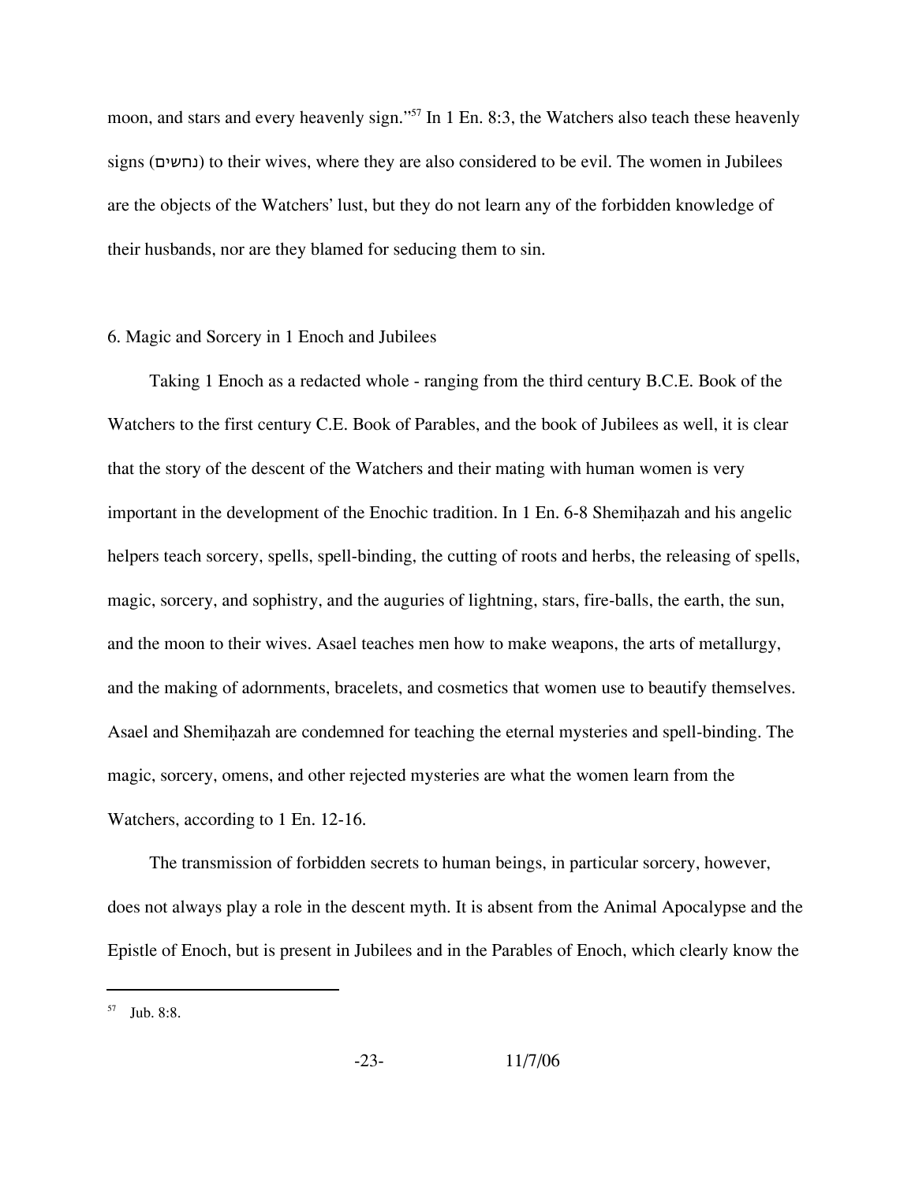moon, and stars and every heavenly sign."[57] In 1 En. 8:3, the Watchers also teach these heavenly signs (נחשים) to their wives, where they are also considered to be evil. The women in Jubilees are the objects of the Watchers' lust, but they do not learn any of the forbidden knowledge of their husbands, nor are they blamed for seducing them to sin.

6. Magic and Sorcery in 1 Enoch and Jubilees

Taking 1 Enoch as a redacted whole - ranging from the third century B.C.E. Book of the Watchers to the first century C.E. Book of Parables, and the book of Jubilees as well, it is clear that the story of the descent of the Watchers and their mating with human women is very important in the development of the Enochic tradition. In 1 En. 6-8 Shemiḥazah and his angelic helpers teach sorcery, spells, spell-binding, the cutting of roots and herbs, the releasing of spells, magic, sorcery, and sophistry, and the auguries of lightning, stars, fire-balls, the earth, the sun, and the moon to their wives. Asael teaches men how to make weapons, the arts of metallurgy, and the making of adornments, bracelets, and cosmetics that women use to beautify themselves. Asael and Shemiḥazah are condemned for teaching the eternal mysteries and spell-binding. The magic, sorcery, omens, and other rejected mysteries are what the women learn from the Watchers, according to 1 En. 12-16.

The transmission of forbidden secrets to human beings, in particular sorcery, however, does not always play a role in the descent myth. It is absent from the Animal Apocalypse and the Epistle of Enoch, but is present in Jubilees and in the Parables of Enoch, which clearly know the

[57] Jub. 8:8.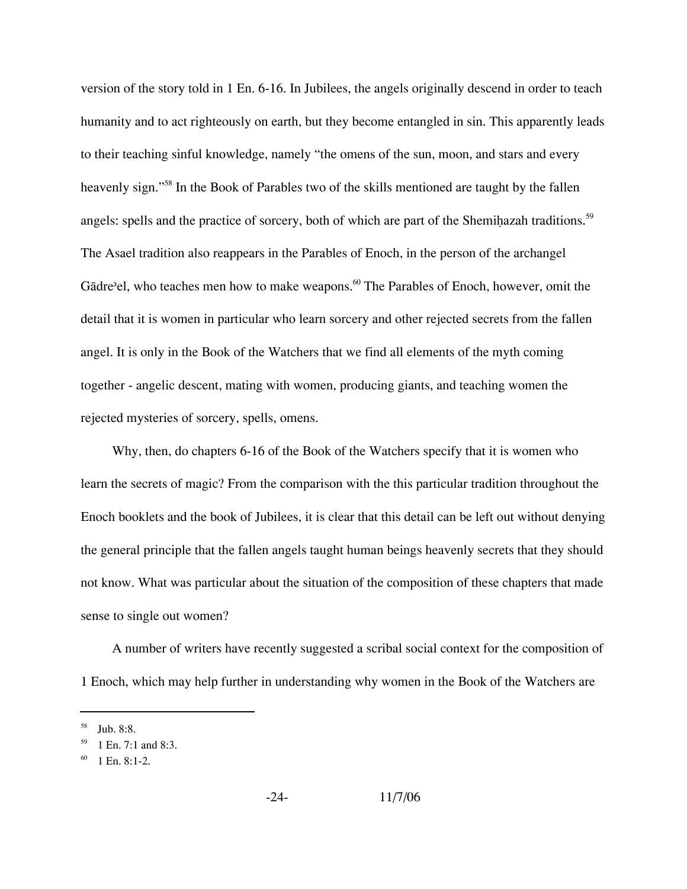version of the story told in 1 En. 6-16. In Jubilees, the angels originally descend in order to teach humanity and to act righteously on earth, but they become entangled in sin. This apparently leads to their teaching sinful knowledge, namely "the omens of the sun, moon, and stars and every heavenly sign."[58] In the Book of Parables two of the skills mentioned are taught by the fallen angels: spells and the practice of sorcery, both of which are part of the Shemiḥazah traditions.[59] The Asael tradition also reappears in the Parables of Enoch, in the person of the archangel Gādreʾel, who teaches men how to make weapons.[60] The Parables of Enoch, however, omit the detail that it is women in particular who learn sorcery and other rejected secrets from the fallen angel. It is only in the Book of the Watchers that we find all elements of the myth coming together - angelic descent, mating with women, producing giants, and teaching women the rejected mysteries of sorcery, spells, omens.

Why, then, do chapters 6-16 of the Book of the Watchers specify that it is women who learn the secrets of magic? From the comparison with the this particular tradition throughout the Enoch booklets and the book of Jubilees, it is clear that this detail can be left out without denying the general principle that the fallen angels taught human beings heavenly secrets that they should not know. What was particular about the situation of the composition of these chapters that made sense to single out women?

A number of writers have recently suggested a scribal social context for the composition of 1 Enoch, which may help further in understanding why women in the Book of the Watchers are

---

[58] Jub. 8:8.

[59] 1 En. 7:1 and 8:3.

[60] 1 En. 8:1-2.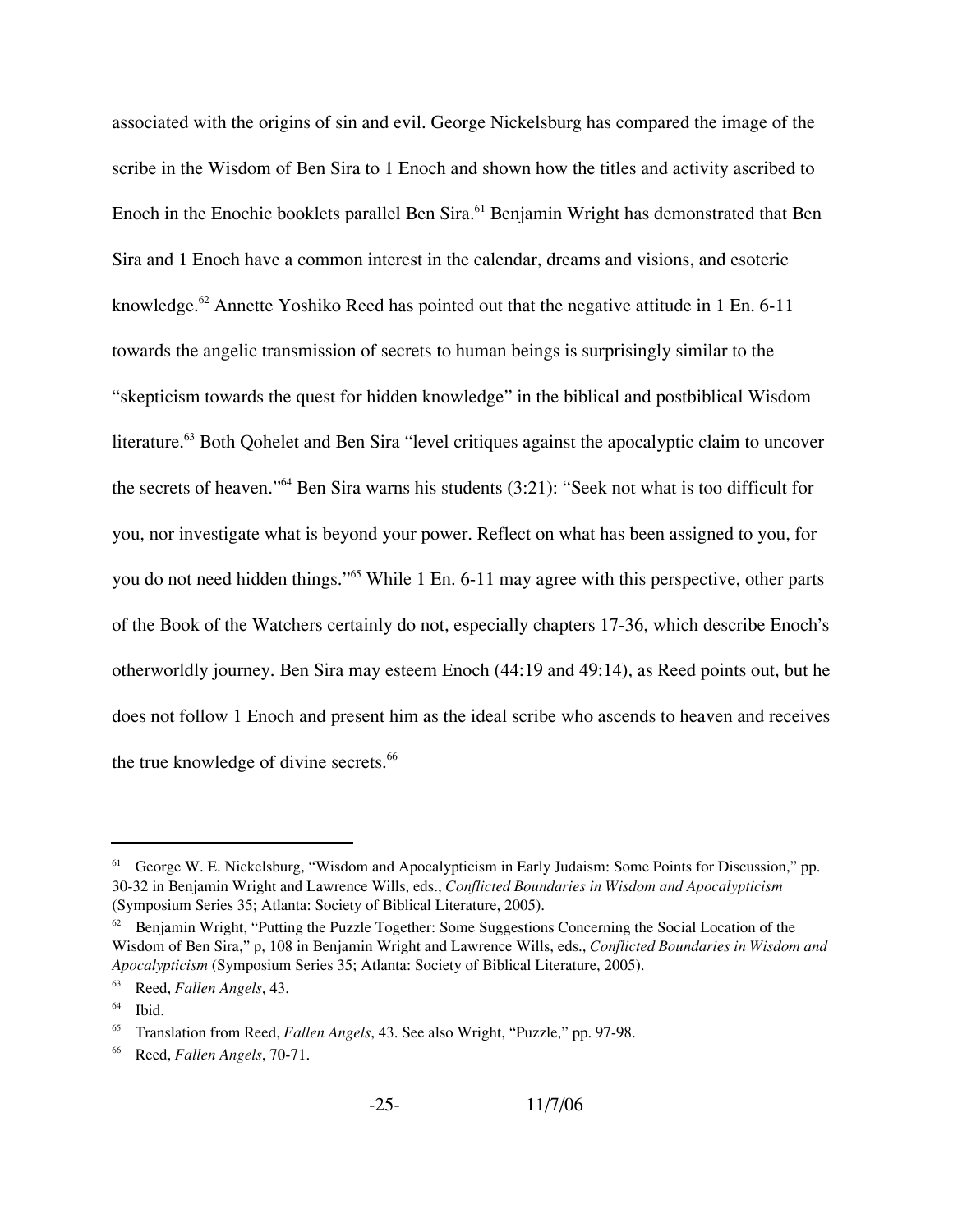associated with the origins of sin and evil. George Nickelsburg has compared the image of the scribe in the Wisdom of Ben Sira to 1 Enoch and shown how the titles and activity ascribed to Enoch in the Enochic booklets parallel Ben Sira.[61] Benjamin Wright has demonstrated that Ben Sira and 1 Enoch have a common interest in the calendar, dreams and visions, and esoteric knowledge.[62] Annette Yoshiko Reed has pointed out that the negative attitude in 1 En. 6-11 towards the angelic transmission of secrets to human beings is surprisingly similar to the "skepticism towards the quest for hidden knowledge" in the biblical and postbiblical Wisdom literature.[63] Both Qohelet and Ben Sira "level critiques against the apocalyptic claim to uncover the secrets of heaven."[64] Ben Sira warns his students (3:21): "Seek not what is too difficult for you, nor investigate what is beyond your power. Reflect on what has been assigned to you, for you do not need hidden things."[65] While 1 En. 6-11 may agree with this perspective, other parts of the Book of the Watchers certainly do not, especially chapters 17-36, which describe Enoch's otherworldly journey. Ben Sira may esteem Enoch (44:19 and 49:14), as Reed points out, but he does not follow 1 Enoch and present him as the ideal scribe who ascends to heaven and receives the true knowledge of divine secrets.[66]

---

[61] George W. E. Nickelsburg, "Wisdom and Apocalypticism in Early Judaism: Some Points for Discussion," pp. 30-32 in Benjamin Wright and Lawrence Wills, eds., *Conflicted Boundaries in Wisdom and Apocalypticism* (Symposium Series 35; Atlanta: Society of Biblical Literature, 2005).

[62] Benjamin Wright, "Putting the Puzzle Together: Some Suggestions Concerning the Social Location of the Wisdom of Ben Sira," p, 108 in Benjamin Wright and Lawrence Wills, eds., *Conflicted Boundaries in Wisdom and Apocalypticism* (Symposium Series 35; Atlanta: Society of Biblical Literature, 2005).

[63] Reed, *Fallen Angels*, 43.

[64] Ibid.

[65] Translation from Reed, *Fallen Angels*, 43. See also Wright, "Puzzle," pp. 97-98.

[66] Reed, *Fallen Angels*, 70-71.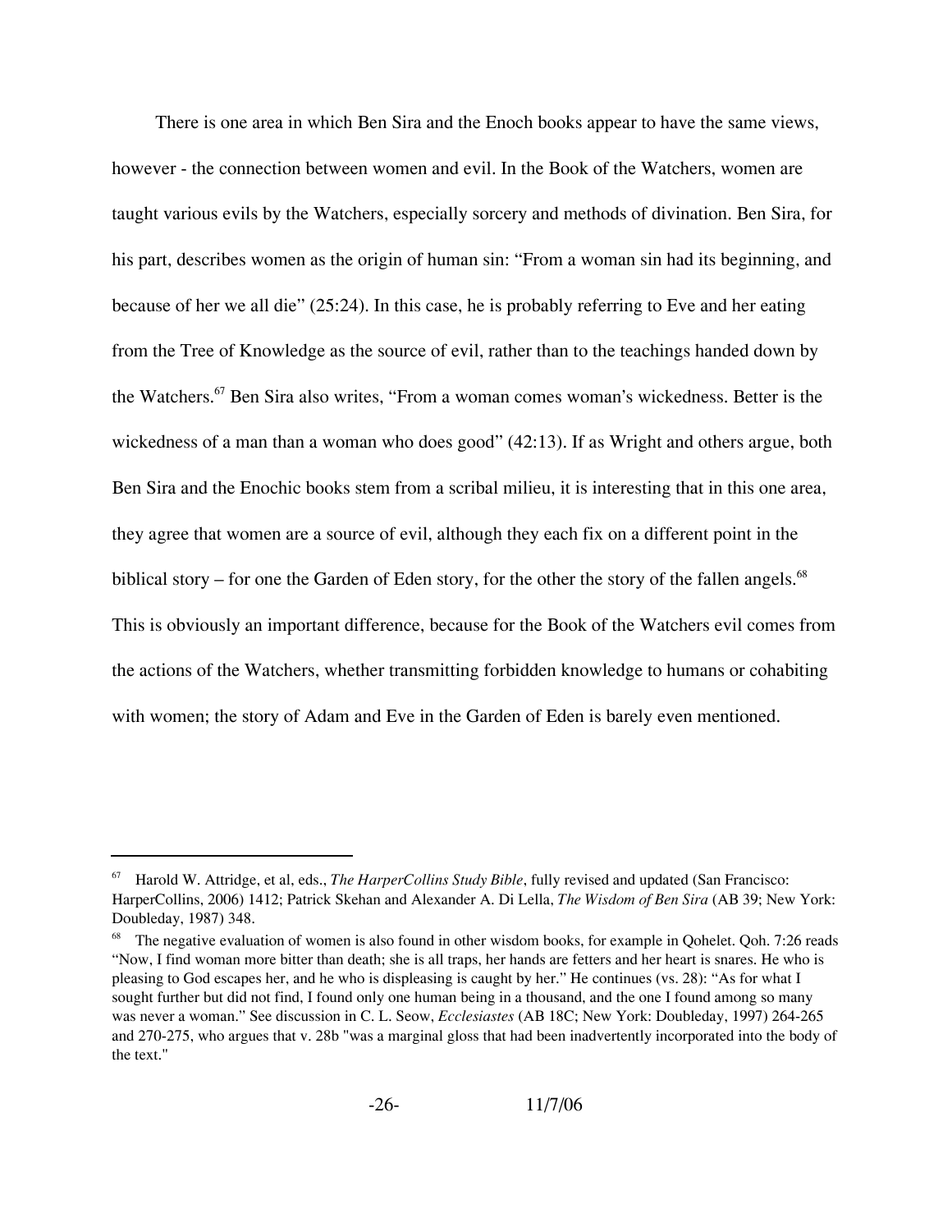There is one area in which Ben Sira and the Enoch books appear to have the same views, however - the connection between women and evil. In the Book of the Watchers, women are taught various evils by the Watchers, especially sorcery and methods of divination. Ben Sira, for his part, describes women as the origin of human sin: "From a woman sin had its beginning, and because of her we all die" (25:24). In this case, he is probably referring to Eve and her eating from the Tree of Knowledge as the source of evil, rather than to the teachings handed down by the Watchers.[67] Ben Sira also writes, "From a woman comes woman's wickedness. Better is the wickedness of a man than a woman who does good" (42:13). If as Wright and others argue, both Ben Sira and the Enochic books stem from a scribal milieu, it is interesting that in this one area, they agree that women are a source of evil, although they each fix on a different point in the biblical story – for one the Garden of Eden story, for the other the story of the fallen angels.[68] This is obviously an important difference, because for the Book of the Watchers evil comes from the actions of the Watchers, whether transmitting forbidden knowledge to humans or cohabiting with women; the story of Adam and Eve in the Garden of Eden is barely even mentioned.

---

[67] Harold W. Attridge, et al, eds., *The HarperCollins Study Bible*, fully revised and updated (San Francisco: HarperCollins, 2006) 1412; Patrick Skehan and Alexander A. Di Lella, *The Wisdom of Ben Sira* (AB 39; New York: Doubleday, 1987) 348.

[68] The negative evaluation of women is also found in other wisdom books, for example in Qohelet. Qoh. 7:26 reads "Now, I find woman more bitter than death; she is all traps, her hands are fetters and her heart is snares. He who is pleasing to God escapes her, and he who is displeasing is caught by her." He continues (vs. 28): "As for what I sought further but did not find, I found only one human being in a thousand, and the one I found among so many was never a woman." See discussion in C. L. Seow, *Ecclesiastes* (AB 18C; New York: Doubleday, 1997) 264-265 and 270-275, who argues that v. 28b "was a marginal gloss that had been inadvertently incorporated into the body of the text."